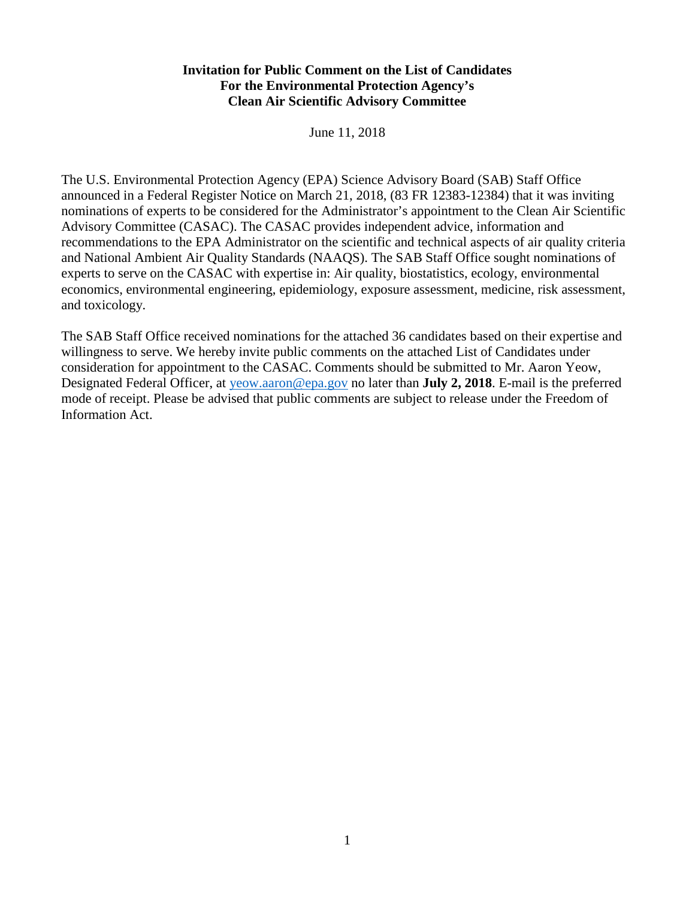**Invitation for Public Comment on the List of Candidates**
**For the Environmental Protection Agency's**
**Clean Air Scientific Advisory Committee**

June 11, 2018

The U.S. Environmental Protection Agency (EPA) Science Advisory Board (SAB) Staff Office announced in a Federal Register Notice on March 21, 2018, (83 FR 12383-12384) that it was inviting nominations of experts to be considered for the Administrator's appointment to the Clean Air Scientific Advisory Committee (CASAC). The CASAC provides independent advice, information and recommendations to the EPA Administrator on the scientific and technical aspects of air quality criteria and National Ambient Air Quality Standards (NAAQS). The SAB Staff Office sought nominations of experts to serve on the CASAC with expertise in: Air quality, biostatistics, ecology, environmental economics, environmental engineering, epidemiology, exposure assessment, medicine, risk assessment, and toxicology.

The SAB Staff Office received nominations for the attached 36 candidates based on their expertise and willingness to serve. We hereby invite public comments on the attached List of Candidates under consideration for appointment to the CASAC. Comments should be submitted to Mr. Aaron Yeow, Designated Federal Officer, at yeow.aaron@epa.gov no later than **July 2, 2018**. E-mail is the preferred mode of receipt. Please be advised that public comments are subject to release under the Freedom of Information Act.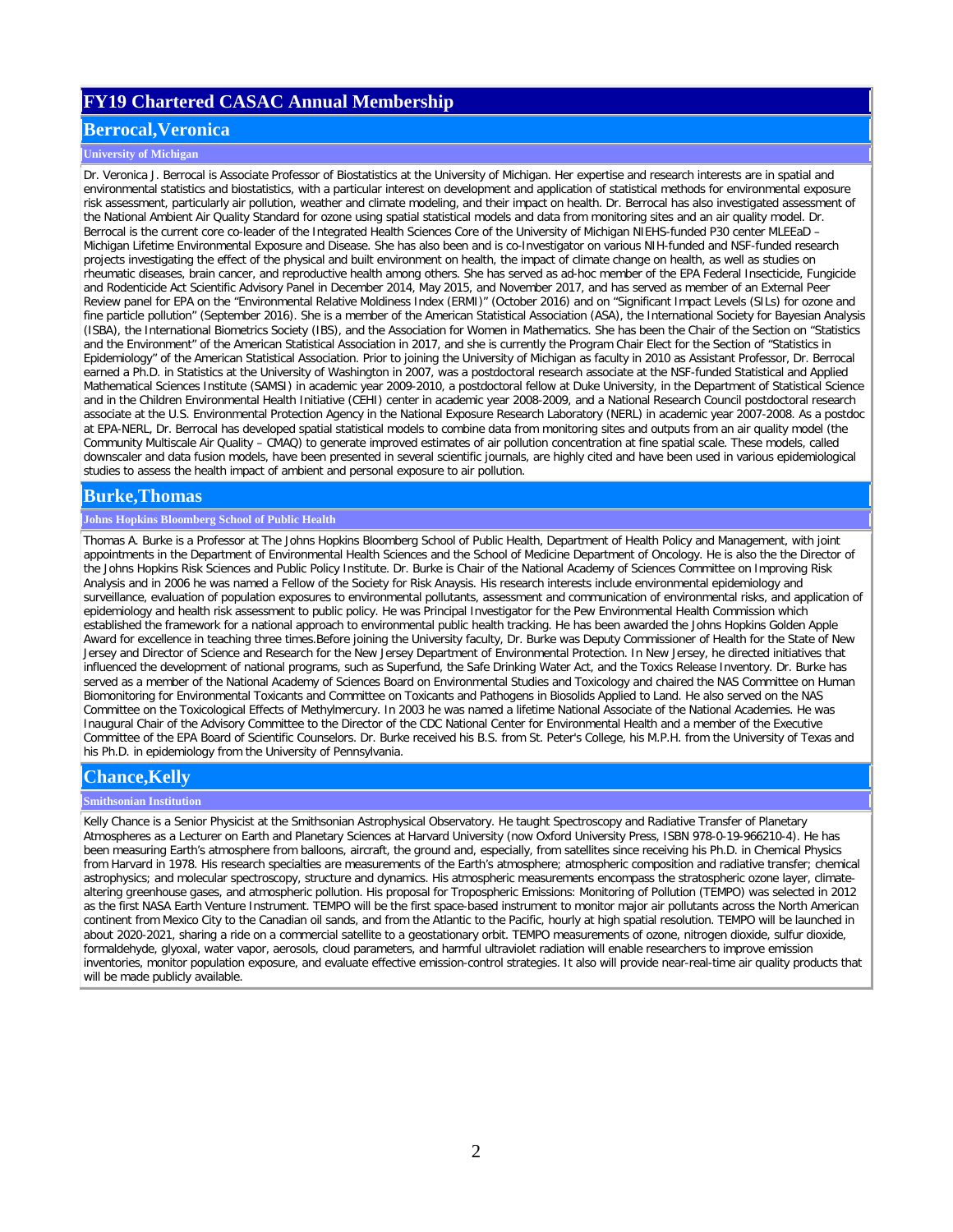# FY19 Chartered CASAC Annual Membership

## Berrocal,Veronica

### University of Michigan

Dr. Veronica J. Berrocal is Associate Professor of Biostatistics at the University of Michigan. Her expertise and research interests are in spatial and environmental statistics and biostatistics, with a particular interest on development and application of statistical methods for environmental exposure risk assessment, particularly air pollution, weather and climate modeling, and their impact on health. Dr. Berrocal has also investigated assessment of the National Ambient Air Quality Standard for ozone using spatial statistical models and data from monitoring sites and an air quality model. Dr. Berrocal is the current core co-leader of the Integrated Health Sciences Core of the University of Michigan NIEHS-funded P30 center MLEEaD – Michigan Lifetime Environmental Exposure and Disease. She has also been and is co-Investigator on various NIH-funded and NSF-funded research projects investigating the effect of the physical and built environment on health, the impact of climate change on health, as well as studies on rheumatic diseases, brain cancer, and reproductive health among others. She has served as ad-hoc member of the EPA Federal Insecticide, Fungicide and Rodenticide Act Scientific Advisory Panel in December 2014, May 2015, and November 2017, and has served as member of an External Peer Review panel for EPA on the "Environmental Relative Moldiness Index (ERMI)" (October 2016) and on "Significant Impact Levels (SILs) for ozone and fine particle pollution" (September 2016). She is a member of the American Statistical Association (ASA), the International Society for Bayesian Analysis (ISBA), the International Biometrics Society (IBS), and the Association for Women in Mathematics. She has been the Chair of the Section on "Statistics and the Environment" of the American Statistical Association in 2017, and she is currently the Program Chair Elect for the Section of "Statistics in Epidemiology" of the American Statistical Association. Prior to joining the University of Michigan as faculty in 2010 as Assistant Professor, Dr. Berrocal earned a Ph.D. in Statistics at the University of Washington in 2007, was a postdoctoral research associate at the NSF-funded Statistical and Applied Mathematical Sciences Institute (SAMSI) in academic year 2009-2010, a postdoctoral fellow at Duke University, in the Department of Statistical Science and in the Children Environmental Health Initiative (CEHI) center in academic year 2008-2009, and a National Research Council postdoctoral research associate at the U.S. Environmental Protection Agency in the National Exposure Research Laboratory (NERL) in academic year 2007-2008. As a postdoc at EPA-NERL, Dr. Berrocal has developed spatial statistical models to combine data from monitoring sites and outputs from an air quality model (the Community Multiscale Air Quality – CMAQ) to generate improved estimates of air pollution concentration at fine spatial scale. These models, called downscaler and data fusion models, have been presented in several scientific journals, are highly cited and have been used in various epidemiological studies to assess the health impact of ambient and personal exposure to air pollution.

## Burke,Thomas

### Johns Hopkins Bloomberg School of Public Health

Thomas A. Burke is a Professor at The Johns Hopkins Bloomberg School of Public Health, Department of Health Policy and Management, with joint appointments in the Department of Environmental Health Sciences and the School of Medicine Department of Oncology. He is also the Director of the Johns Hopkins Risk Sciences and Public Policy Institute. Dr. Burke is Chair of the National Academy of Sciences Committee on Improving Risk Analysis and in 2006 he was named a Fellow of the Society for Risk Anaysis. His research interests include environmental epidemiology and surveillance, evaluation of population exposures to environmental pollutants, assessment and communication of environmental risks, and application of epidemiology and health risk assessment to public policy. He was Principal Investigator for the Pew Environmental Health Commission which established the framework for a national approach to environmental public health tracking. He has been awarded the Johns Hopkins Golden Apple Award for excellence in teaching three times.Before joining the University faculty, Dr. Burke was Deputy Commissioner of Health for the State of New Jersey and Director of Science and Research for the New Jersey Department of Environmental Protection. In New Jersey, he directed initiatives that influenced the development of national programs, such as Superfund, the Safe Drinking Water Act, and the Toxics Release Inventory. Dr. Burke has served as a member of the National Academy of Sciences Board on Environmental Studies and Toxicology and chaired the NAS Committee on Human Biomonitoring for Environmental Toxicants and Committee on Toxicants and Pathogens in Biosolids Applied to Land. He also served on the NAS Committee on the Toxicological Effects of Methylmercury. In 2003 he was named a lifetime National Associate of the National Academies. He was Inaugural Chair of the Advisory Committee to the Director of the CDC National Center for Environmental Health and a member of the Executive Committee of the EPA Board of Scientific Counselors. Dr. Burke received his B.S. from St. Peter's College, his M.P.H. from the University of Texas and his Ph.D. in epidemiology from the University of Pennsylvania.

## Chance,Kelly

### Smithsonian Institution

Kelly Chance is a Senior Physicist at the Smithsonian Astrophysical Observatory. He taught Spectroscopy and Radiative Transfer of Planetary Atmospheres as a Lecturer on Earth and Planetary Sciences at Harvard University (now Oxford University Press, ISBN 978-0-19-966210-4). He has been measuring Earth's atmosphere from balloons, aircraft, the ground and, especially, from satellites since receiving his Ph.D. in Chemical Physics from Harvard in 1978. His research specialties are measurements of the Earth's atmosphere; atmospheric composition and radiative transfer; chemical astrophysics; and molecular spectroscopy, structure and dynamics. His atmospheric measurements encompass the stratospheric ozone layer, climate-altering greenhouse gases, and atmospheric pollution. His proposal for Tropospheric Emissions: Monitoring of Pollution (TEMPO) was selected in 2012 as the first NASA Earth Venture Instrument. TEMPO will be the first space-based instrument to monitor major air pollutants across the North American continent from Mexico City to the Canadian oil sands, and from the Atlantic to the Pacific, hourly at high spatial resolution. TEMPO will be launched in about 2020-2021, sharing a ride on a commercial satellite to a geostationary orbit. TEMPO measurements of ozone, nitrogen dioxide, sulfur dioxide, formaldehyde, glyoxal, water vapor, aerosols, cloud parameters, and harmful ultraviolet radiation will enable researchers to improve emission inventories, monitor population exposure, and evaluate effective emission-control strategies. It also will provide near-real-time air quality products that will be made publicly available.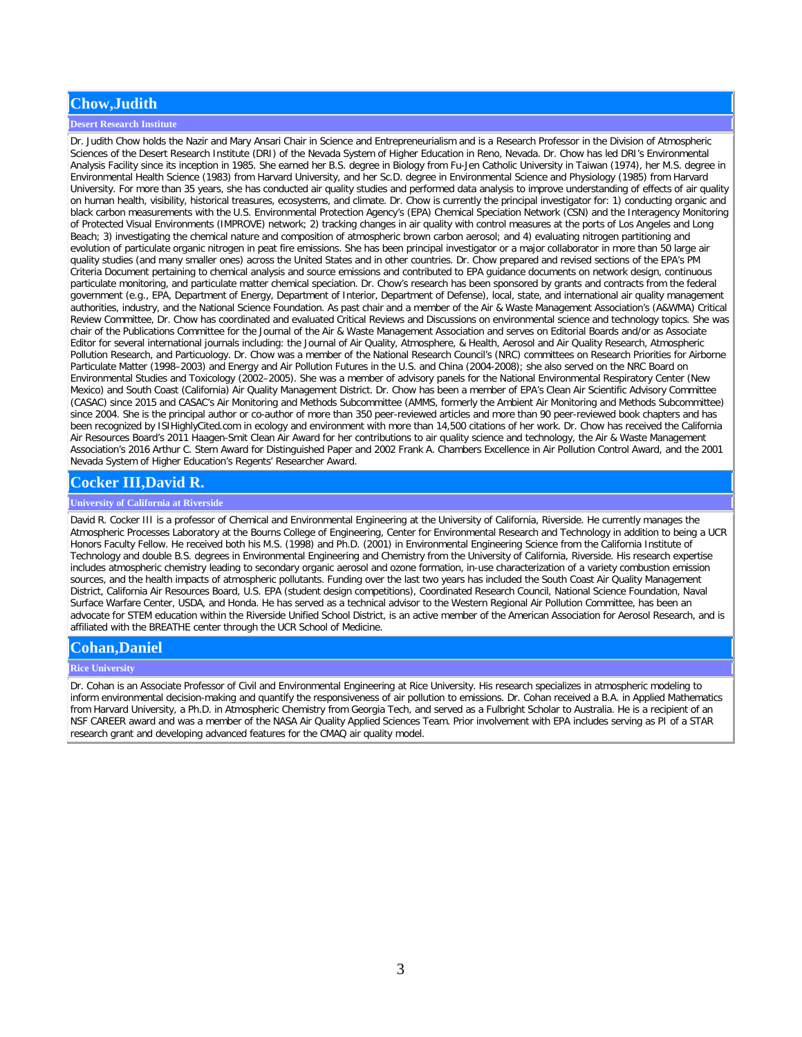## Chow,Judith

### Desert Research Institute

Dr. Judith Chow holds the Nazir and Mary Ansari Chair in Science and Entrepreneurialism and is a Research Professor in the Division of Atmospheric Sciences of the Desert Research Institute (DRI) of the Nevada System of Higher Education in Reno, Nevada. Dr. Chow has led DRI's Environmental Analysis Facility since its inception in 1985. She earned her B.S. degree in Biology from Fu-Jen Catholic University in Taiwan (1974), her M.S. degree in Environmental Health Science (1983) from Harvard University, and her Sc.D. degree in Environmental Science and Physiology (1985) from Harvard University. For more than 35 years, she has conducted air quality studies and performed data analysis to improve understanding of effects of air quality on human health, visibility, historical treasures, ecosystems, and climate. Dr. Chow is currently the principal investigator for: 1) conducting organic and black carbon measurements with the U.S. Environmental Protection Agency's (EPA) Chemical Speciation Network (CSN) and the Interagency Monitoring of Protected Visual Environments (IMPROVE) network; 2) tracking changes in air quality with control measures at the ports of Los Angeles and Long Beach; 3) investigating the chemical nature and composition of atmospheric brown carbon aerosol; and 4) evaluating nitrogen partitioning and evolution of particulate organic nitrogen in peat fire emissions. She has been principal investigator or a major collaborator in more than 50 large air quality studies (and many smaller ones) across the United States and in other countries. Dr. Chow prepared and revised sections of the EPA's PM Criteria Document pertaining to chemical analysis and source emissions and contributed to EPA guidance documents on network design, continuous particulate monitoring, and particulate matter chemical speciation. Dr. Chow's research has been sponsored by grants and contracts from the federal government (e.g., EPA, Department of Energy, Department of Interior, Department of Defense), local, state, and international air quality management authorities, industry, and the National Science Foundation. As past chair and a member of the Air & Waste Management Association's (A&WMA) Critical Review Committee, Dr. Chow has coordinated and evaluated Critical Reviews and Discussions on environmental science and technology topics. She was chair of the Publications Committee for the Journal of the Air & Waste Management Association and serves on Editorial Boards and/or as Associate Editor for several international journals including: the Journal of Air Quality, Atmosphere, & Health, Aerosol and Air Quality Research, Atmospheric Pollution Research, and Particuology. Dr. Chow was a member of the National Research Council's (NRC) committees on Research Priorities for Airborne Particulate Matter (1998–2003) and Energy and Air Pollution Futures in the U.S. and China (2004-2008); she also served on the NRC Board on Environmental Studies and Toxicology (2002–2005). She was a member of advisory panels for the National Environmental Respiratory Center (New Mexico) and South Coast (California) Air Quality Management District. Dr. Chow has been a member of EPA's Clean Air Scientific Advisory Committee (CASAC) since 2015 and CASAC's Air Monitoring and Methods Subcommittee (AMMS, formerly the Ambient Air Monitoring and Methods Subcommittee) since 2004. She is the principal author or co-author of more than 350 peer-reviewed articles and more than 90 peer-reviewed book chapters and has been recognized by ISIHighlyCited.com in ecology and environment with more than 14,500 citations of her work. Dr. Chow has received the California Air Resources Board's 2011 Haagen-Smit Clean Air Award for her contributions to air quality science and technology, the Air & Waste Management Association's 2016 Arthur C. Stern Award for Distinguished Paper and 2002 Frank A. Chambers Excellence in Air Pollution Control Award, and the 2001 Nevada System of Higher Education's Regents' Researcher Award.

## Cocker III,David R.

### University of California at Riverside

David R. Cocker III is a professor of Chemical and Environmental Engineering at the University of California, Riverside. He currently manages the Atmospheric Processes Laboratory at the Bourns College of Engineering, Center for Environmental Research and Technology in addition to being a UCR Honors Faculty Fellow. He received both his M.S. (1998) and Ph.D. (2001) in Environmental Engineering Science from the California Institute of Technology and double B.S. degrees in Environmental Engineering and Chemistry from the University of California, Riverside. His research expertise includes atmospheric chemistry leading to secondary organic aerosol and ozone formation, in-use characterization of a variety combustion emission sources, and the health impacts of atmospheric pollutants. Funding over the last two years has included the South Coast Air Quality Management District, California Air Resources Board, U.S. EPA (student design competitions), Coordinated Research Council, National Science Foundation, Naval Surface Warfare Center, USDA, and Honda. He has served as a technical advisor to the Western Regional Air Pollution Committee, has been an advocate for STEM education within the Riverside Unified School District, is an active member of the American Association for Aerosol Research, and is affiliated with the BREATHE center through the UCR School of Medicine.

## Cohan,Daniel

### Rice University

Dr. Cohan is an Associate Professor of Civil and Environmental Engineering at Rice University. His research specializes in atmospheric modeling to inform environmental decision-making and quantify the responsiveness of air pollution to emissions. Dr. Cohan received a B.A. in Applied Mathematics from Harvard University, a Ph.D. in Atmospheric Chemistry from Georgia Tech, and served as a Fulbright Scholar to Australia. He is a recipient of an NSF CAREER award and was a member of the NASA Air Quality Applied Sciences Team. Prior involvement with EPA includes serving as PI of a STAR research grant and developing advanced features for the CMAQ air quality model.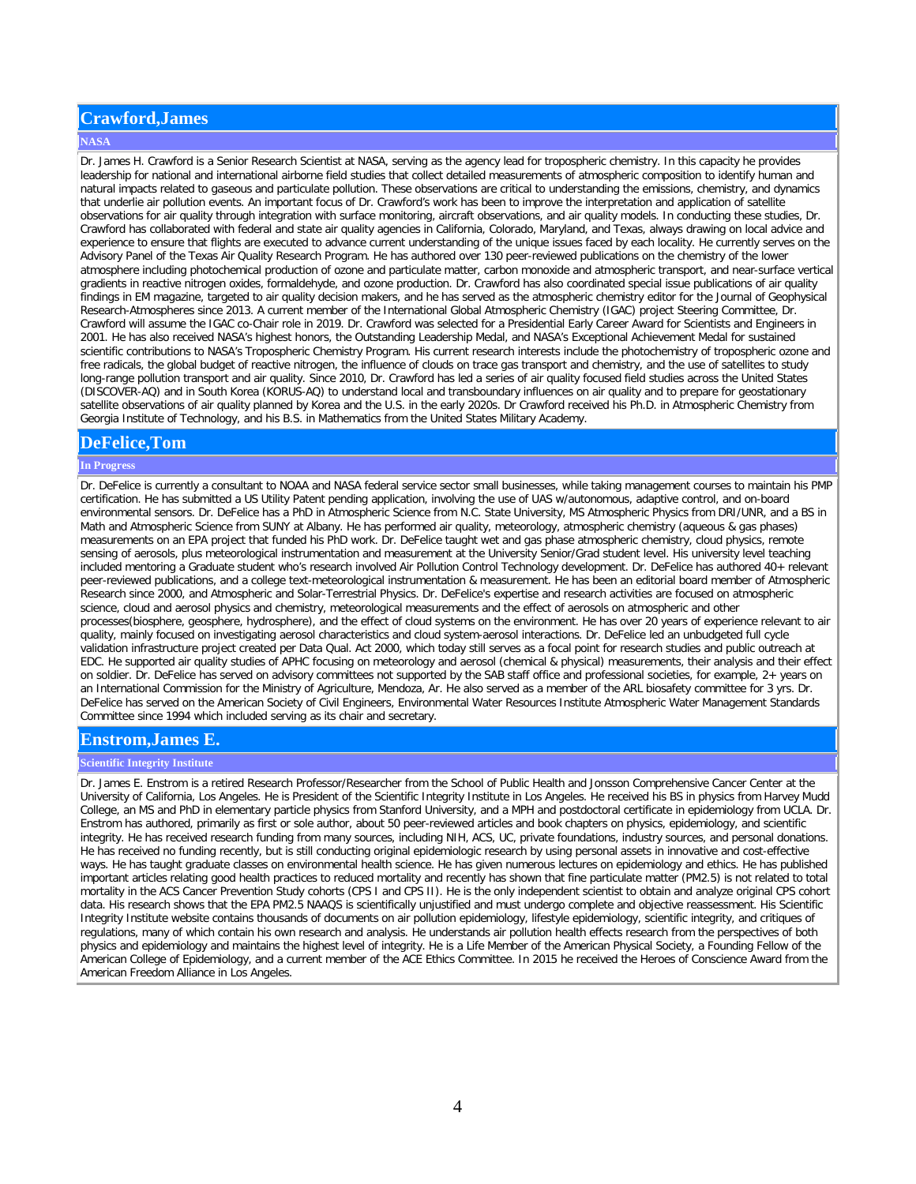## Crawford,James

### NASA

Dr. James H. Crawford is a Senior Research Scientist at NASA, serving as the agency lead for tropospheric chemistry. In this capacity he provides leadership for national and international airborne field studies that collect detailed measurements of atmospheric composition to identify human and natural impacts related to gaseous and particulate pollution. These observations are critical to understanding the emissions, chemistry, and dynamics that underlie air pollution events. An important focus of Dr. Crawford's work has been to improve the interpretation and application of satellite observations for air quality through integration with surface monitoring, aircraft observations, and air quality models. In conducting these studies, Dr. Crawford has collaborated with federal and state air quality agencies in California, Colorado, Maryland, and Texas, always drawing on local advice and experience to ensure that flights are executed to advance current understanding of the unique issues faced by each locality. He currently serves on the Advisory Panel of the Texas Air Quality Research Program. He has authored over 130 peer-reviewed publications on the chemistry of the lower atmosphere including photochemical production of ozone and particulate matter, carbon monoxide and atmospheric transport, and near-surface vertical gradients in reactive nitrogen oxides, formaldehyde, and ozone production. Dr. Crawford has also coordinated special issue publications of air quality findings in EM magazine, targeted to air quality decision makers, and he has served as the atmospheric chemistry editor for the Journal of Geophysical Research-Atmospheres since 2013. A current member of the International Global Atmospheric Chemistry (IGAC) project Steering Committee, Dr. Crawford will assume the IGAC co-Chair role in 2019. Dr. Crawford was selected for a Presidential Early Career Award for Scientists and Engineers in 2001. He has also received NASA's highest honors, the Outstanding Leadership Medal, and NASA's Exceptional Achievement Medal for sustained scientific contributions to NASA's Tropospheric Chemistry Program. His current research interests include the photochemistry of tropospheric ozone and free radicals, the global budget of reactive nitrogen, the influence of clouds on trace gas transport and chemistry, and the use of satellites to study long-range pollution transport and air quality. Since 2010, Dr. Crawford has led a series of air quality focused field studies across the United States (DISCOVER-AQ) and in South Korea (KORUS-AQ) to understand local and transboundary influences on air quality and to prepare for geostationary satellite observations of air quality planned by Korea and the U.S. in the early 2020s. Dr Crawford received his Ph.D. in Atmospheric Chemistry from Georgia Institute of Technology, and his B.S. in Mathematics from the United States Military Academy.

## DeFelice,Tom

### In Progress

Dr. DeFelice is currently a consultant to NOAA and NASA federal service sector small businesses, while taking management courses to maintain his PMP certification. He has submitted a US Utility Patent pending application, involving the use of UAS w/autonomous, adaptive control, and on-board environmental sensors. Dr. DeFelice has a PhD in Atmospheric Science from N.C. State University, MS Atmospheric Physics from DRI/UNR, and a BS in Math and Atmospheric Science from SUNY at Albany. He has performed air quality, meteorology, atmospheric chemistry (aqueous & gas phases) measurements on an EPA project that funded his PhD work. Dr. DeFelice taught wet and gas phase atmospheric chemistry, cloud physics, remote sensing of aerosols, plus meteorological instrumentation and measurement at the University Senior/Grad student level. His university level teaching included mentoring a Graduate student who's research involved Air Pollution Control Technology development. Dr. DeFelice has authored 40+ relevant peer-reviewed publications, and a college text-meteorological instrumentation & measurement. He has been an editorial board member of Atmospheric Research since 2000, and Atmospheric and Solar-Terrestrial Physics. Dr. DeFelice's expertise and research activities are focused on atmospheric science, cloud and aerosol physics and chemistry, meteorological measurements and the effect of aerosols on atmospheric and other processes(biosphere, geosphere, hydrosphere), and the effect of cloud systems on the environment. He has over 20 years of experience relevant to air quality, mainly focused on investigating aerosol characteristics and cloud system-aerosol interactions. Dr. DeFelice led an unbudgeted full cycle validation infrastructure project created per Data Qual. Act 2000, which today still serves as a focal point for research studies and public outreach at EDC. He supported air quality studies of APHC focusing on meteorology and aerosol (chemical & physical) measurements, their analysis and their effect on soldier. Dr. DeFelice has served on advisory committees not supported by the SAB staff office and professional societies, for example, 2+ years on an International Commission for the Ministry of Agriculture, Mendoza, Ar. He also served as a member of the ARL biosafety committee for 3 yrs. Dr. DeFelice has served on the American Society of Civil Engineers, Environmental Water Resources Institute Atmospheric Water Management Standards Committee since 1994 which included serving as its chair and secretary.

## Enstrom,James E.

### Scientific Integrity Institute

Dr. James E. Enstrom is a retired Research Professor/Researcher from the School of Public Health and Jonsson Comprehensive Cancer Center at the University of California, Los Angeles. He is President of the Scientific Integrity Institute in Los Angeles. He received his BS in physics from Harvey Mudd College, an MS and PhD in elementary particle physics from Stanford University, and a MPH and postdoctoral certificate in epidemiology from UCLA. Dr. Enstrom has authored, primarily as first or sole author, about 50 peer-reviewed articles and book chapters on physics, epidemiology, and scientific integrity. He has received research funding from many sources, including NIH, ACS, UC, private foundations, industry sources, and personal donations. He has received no funding recently, but is still conducting original epidemiologic research by using personal assets in innovative and cost-effective ways. He has taught graduate classes on environmental health science. He has given numerous lectures on epidemiology and ethics. He has published important articles relating good health practices to reduced mortality and recently has shown that fine particulate matter (PM2.5) is not related to total mortality in the ACS Cancer Prevention Study cohorts (CPS I and CPS II). He is the only independent scientist to obtain and analyze original CPS cohort data. His research shows that the EPA PM2.5 NAAQS is scientifically unjustified and must undergo complete and objective reassessment. His Scientific Integrity Institute website contains thousands of documents on air pollution epidemiology, lifestyle epidemiology, scientific integrity, and critiques of regulations, many of which contain his own research and analysis. He understands air pollution health effects research from the perspectives of both physics and epidemiology and maintains the highest level of integrity. He is a Life Member of the American Physical Society, a Founding Fellow of the American College of Epidemiology, and a current member of the ACE Ethics Committee. In 2015 he received the Heroes of Conscience Award from the American Freedom Alliance in Los Angeles.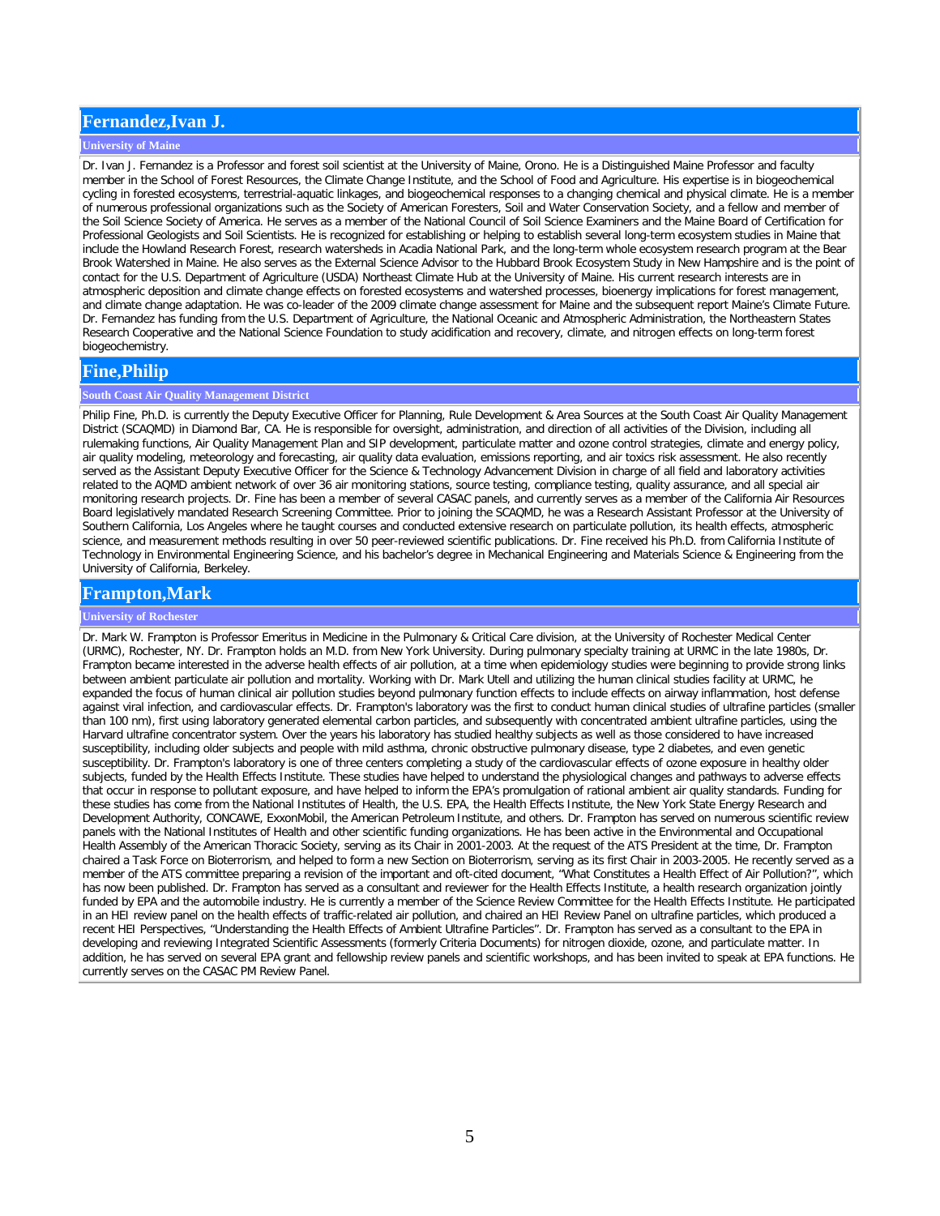## Fernandez,Ivan J.

**University of Maine**

Dr. Ivan J. Fernandez is a Professor and forest soil scientist at the University of Maine, Orono. He is a Distinguished Maine Professor and faculty member in the School of Forest Resources, the Climate Change Institute, and the School of Food and Agriculture. His expertise is in biogeochemical cycling in forested ecosystems, terrestrial-aquatic linkages, and biogeochemical responses to a changing chemical and physical climate. He is a member of numerous professional organizations such as the Society of American Foresters, Soil and Water Conservation Society, and a fellow and member of the Soil Science Society of America. He serves as a member of the National Council of Soil Science Examiners and the Maine Board of Certification for Professional Geologists and Soil Scientists. He is recognized for establishing or helping to establish several long-term ecosystem studies in Maine that include the Howland Research Forest, research watersheds in Acadia National Park, and the long-term whole ecosystem research program at the Bear Brook Watershed in Maine. He also serves as the External Science Advisor to the Hubbard Brook Ecosystem Study in New Hampshire and is the point of contact for the U.S. Department of Agriculture (USDA) Northeast Climate Hub at the University of Maine. His current research interests are in atmospheric deposition and climate change effects on forested ecosystems and watershed processes, bioenergy implications for forest management, and climate change adaptation. He was co-leader of the 2009 climate change assessment for Maine and the subsequent report Maine's Climate Future. Dr. Fernandez has funding from the U.S. Department of Agriculture, the National Oceanic and Atmospheric Administration, the Northeastern States Research Cooperative and the National Science Foundation to study acidification and recovery, climate, and nitrogen effects on long-term forest biogeochemistry.

## Fine,Philip

**South Coast Air Quality Management District**

Philip Fine, Ph.D. is currently the Deputy Executive Officer for Planning, Rule Development & Area Sources at the South Coast Air Quality Management District (SCAQMD) in Diamond Bar, CA. He is responsible for oversight, administration, and direction of all activities of the Division, including all rulemaking functions, Air Quality Management Plan and SIP development, particulate matter and ozone control strategies, climate and energy policy, air quality modeling, meteorology and forecasting, air quality data evaluation, emissions reporting, and air toxics risk assessment. He also recently served as the Assistant Deputy Executive Officer for the Science & Technology Advancement Division in charge of all field and laboratory activities related to the AQMD ambient network of over 36 air monitoring stations, source testing, compliance testing, quality assurance, and all special air monitoring research projects. Dr. Fine has been a member of several CASAC panels, and currently serves as a member of the California Air Resources Board legislatively mandated Research Screening Committee. Prior to joining the SCAQMD, he was a Research Assistant Professor at the University of Southern California, Los Angeles where he taught courses and conducted extensive research on particulate pollution, its health effects, atmospheric science, and measurement methods resulting in over 50 peer-reviewed scientific publications. Dr. Fine received his Ph.D. from California Institute of Technology in Environmental Engineering Science, and his bachelor's degree in Mechanical Engineering and Materials Science & Engineering from the University of California, Berkeley.

## Frampton,Mark

**University of Rochester**

Dr. Mark W. Frampton is Professor Emeritus in Medicine in the Pulmonary & Critical Care division, at the University of Rochester Medical Center (URMC), Rochester, NY. Dr. Frampton holds an M.D. from New York University. During pulmonary specialty training at URMC in the late 1980s, Dr. Frampton became interested in the adverse health effects of air pollution, at a time when epidemiology studies were beginning to provide strong links between ambient particulate air pollution and mortality. Working with Dr. Mark Utell and utilizing the human clinical studies facility at URMC, he expanded the focus of human clinical air pollution studies beyond pulmonary function effects to include effects on airway inflammation, host defense against viral infection, and cardiovascular effects. Dr. Frampton's laboratory was the first to conduct human clinical studies of ultrafine particles (smaller than 100 nm), first using laboratory generated elemental carbon particles, and subsequently with concentrated ambient ultrafine particles, using the Harvard ultrafine concentrator system. Over the years his laboratory has studied healthy subjects as well as those considered to have increased susceptibility, including older subjects and people with mild asthma, chronic obstructive pulmonary disease, type 2 diabetes, and even genetic susceptibility. Dr. Frampton's laboratory is one of three centers completing a study of the cardiovascular effects of ozone exposure in healthy older subjects, funded by the Health Effects Institute. These studies have helped to understand the physiological changes and pathways to adverse effects that occur in response to pollutant exposure, and have helped to inform the EPA's promulgation of rational ambient air quality standards. Funding for these studies has come from the National Institutes of Health, the U.S. EPA, the Health Effects Institute, the New York State Energy Research and Development Authority, CONCAWE, ExxonMobil, the American Petroleum Institute, and others. Dr. Frampton has served on numerous scientific review panels with the National Institutes of Health and other scientific funding organizations. He has been active in the Environmental and Occupational Health Assembly of the American Thoracic Society, serving as its Chair in 2001-2003. At the request of the ATS President at the time, Dr. Frampton chaired a Task Force on Bioterrorism, and helped to form a new Section on Bioterrorism, serving as its first Chair in 2003-2005. He recently served as a member of the ATS committee preparing a revision of the important and oft-cited document, "What Constitutes a Health Effect of Air Pollution?", which has now been published. Dr. Frampton has served as a consultant and reviewer for the Health Effects Institute, a health research organization jointly funded by EPA and the automobile industry. He is currently a member of the Science Review Committee for the Health Effects Institute. He participated in an HEI review panel on the health effects of traffic-related air pollution, and chaired an HEI Review Panel on ultrafine particles, which produced a recent HEI Perspectives, "Understanding the Health Effects of Ambient Ultrafine Particles". Dr. Frampton has served as a consultant to the EPA in developing and reviewing Integrated Scientific Assessments (formerly Criteria Documents) for nitrogen dioxide, ozone, and particulate matter. In addition, he has served on several EPA grant and fellowship review panels and scientific workshops, and has been invited to speak at EPA functions. He currently serves on the CASAC PM Review Panel.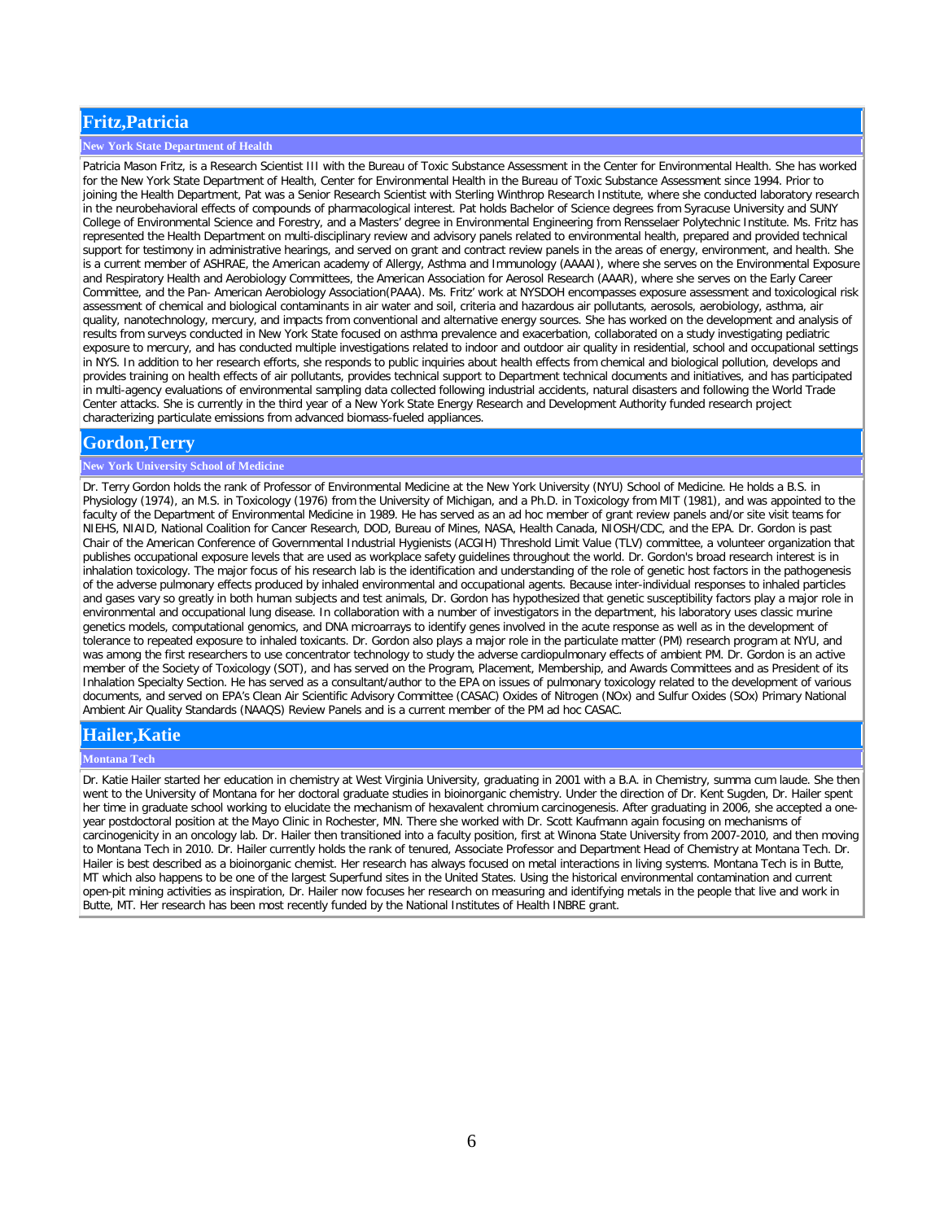## Fritz,Patricia

### New York State Department of Health

Patricia Mason Fritz, is a Research Scientist III with the Bureau of Toxic Substance Assessment in the Center for Environmental Health. She has worked for the New York State Department of Health, Center for Environmental Health in the Bureau of Toxic Substance Assessment since 1994. Prior to joining the Health Department, Pat was a Senior Research Scientist with Sterling Winthrop Research Institute, where she conducted laboratory research in the neurobehavioral effects of compounds of pharmacological interest. Pat holds Bachelor of Science degrees from Syracuse University and SUNY College of Environmental Science and Forestry, and a Masters' degree in Environmental Engineering from Rensselaer Polytechnic Institute. Ms. Fritz has represented the Health Department on multi-disciplinary review and advisory panels related to environmental health, prepared and provided technical support for testimony in administrative hearings, and served on grant and contract review panels in the areas of energy, environment, and health. She is a current member of ASHRAE, the American academy of Allergy, Asthma and Immunology (AAAAI), where she serves on the Environmental Exposure and Respiratory Health and Aerobiology Committees, the American Association for Aerosol Research (AAAR), where she serves on the Early Career Committee, and the Pan- American Aerobiology Association(PAAA). Ms. Fritz' work at NYSDOH encompasses exposure assessment and toxicological risk assessment of chemical and biological contaminants in air water and soil, criteria and hazardous air pollutants, aerosols, aerobiology, asthma, air quality, nanotechnology, mercury, and impacts from conventional and alternative energy sources. She has worked on the development and analysis of results from surveys conducted in New York State focused on asthma prevalence and exacerbation, collaborated on a study investigating pediatric exposure to mercury, and has conducted multiple investigations related to indoor and outdoor air quality in residential, school and occupational settings in NYS. In addition to her research efforts, she responds to public inquiries about health effects from chemical and biological pollution, develops and provides training on health effects of air pollutants, provides technical support to Department technical documents and initiatives, and has participated in multi-agency evaluations of environmental sampling data collected following industrial accidents, natural disasters and following the World Trade Center attacks. She is currently in the third year of a New York State Energy Research and Development Authority funded research project characterizing particulate emissions from advanced biomass-fueled appliances.

## Gordon,Terry

### New York University School of Medicine

Dr. Terry Gordon holds the rank of Professor of Environmental Medicine at the New York University (NYU) School of Medicine. He holds a B.S. in Physiology (1974), an M.S. in Toxicology (1976) from the University of Michigan, and a Ph.D. in Toxicology from MIT (1981), and was appointed to the faculty of the Department of Environmental Medicine in 1989. He has served as an ad hoc member of grant review panels and/or site visit teams for NIEHS, NIAID, National Coalition for Cancer Research, DOD, Bureau of Mines, NASA, Health Canada, NIOSH/CDC, and the EPA. Dr. Gordon is past Chair of the American Conference of Governmental Industrial Hygienists (ACGIH) Threshold Limit Value (TLV) committee, a volunteer organization that publishes occupational exposure levels that are used as workplace safety guidelines throughout the world. Dr. Gordon's broad research interest is in inhalation toxicology. The major focus of his research lab is the identification and understanding of the role of genetic host factors in the pathogenesis of the adverse pulmonary effects produced by inhaled environmental and occupational agents. Because inter-individual responses to inhaled particles and gases vary so greatly in both human subjects and test animals, Dr. Gordon has hypothesized that genetic susceptibility factors play a major role in environmental and occupational lung disease. In collaboration with a number of investigators in the department, his laboratory uses classic murine genetics models, computational genomics, and DNA microarrays to identify genes involved in the acute response as well as in the development of tolerance to repeated exposure to inhaled toxicants. Dr. Gordon also plays a major role in the particulate matter (PM) research program at NYU, and was among the first researchers to use concentrator technology to study the adverse cardiopulmonary effects of ambient PM. Dr. Gordon is an active member of the Society of Toxicology (SOT), and has served on the Program, Placement, Membership, and Awards Committees and as President of its Inhalation Specialty Section. He has served as a consultant/author to the EPA on issues of pulmonary toxicology related to the development of various documents, and served on EPA's Clean Air Scientific Advisory Committee (CASAC) Oxides of Nitrogen (NOx) and Sulfur Oxides (SOx) Primary National Ambient Air Quality Standards (NAAQS) Review Panels and is a current member of the PM ad hoc CASAC.

## Hailer,Katie

### Montana Tech

Dr. Katie Hailer started her education in chemistry at West Virginia University, graduating in 2001 with a B.A. in Chemistry, summa cum laude. She then went to the University of Montana for her doctoral graduate studies in bioinorganic chemistry. Under the direction of Dr. Kent Sugden, Dr. Hailer spent her time in graduate school working to elucidate the mechanism of hexavalent chromium carcinogenesis. After graduating in 2006, she accepted a one-year postdoctoral position at the Mayo Clinic in Rochester, MN. There she worked with Dr. Scott Kaufmann again focusing on mechanisms of carcinogenicity in an oncology lab. Dr. Hailer then transitioned into a faculty position, first at Winona State University from 2007-2010, and then moving to Montana Tech in 2010. Dr. Hailer currently holds the rank of tenured, Associate Professor and Department Head of Chemistry at Montana Tech. Dr. Hailer is best described as a bioinorganic chemist. Her research has always focused on metal interactions in living systems. Montana Tech is in Butte, MT which also happens to be one of the largest Superfund sites in the United States. Using the historical environmental contamination and current open-pit mining activities as inspiration, Dr. Hailer now focuses her research on measuring and identifying metals in the people that live and work in Butte, MT. Her research has been most recently funded by the National Institutes of Health INBRE grant.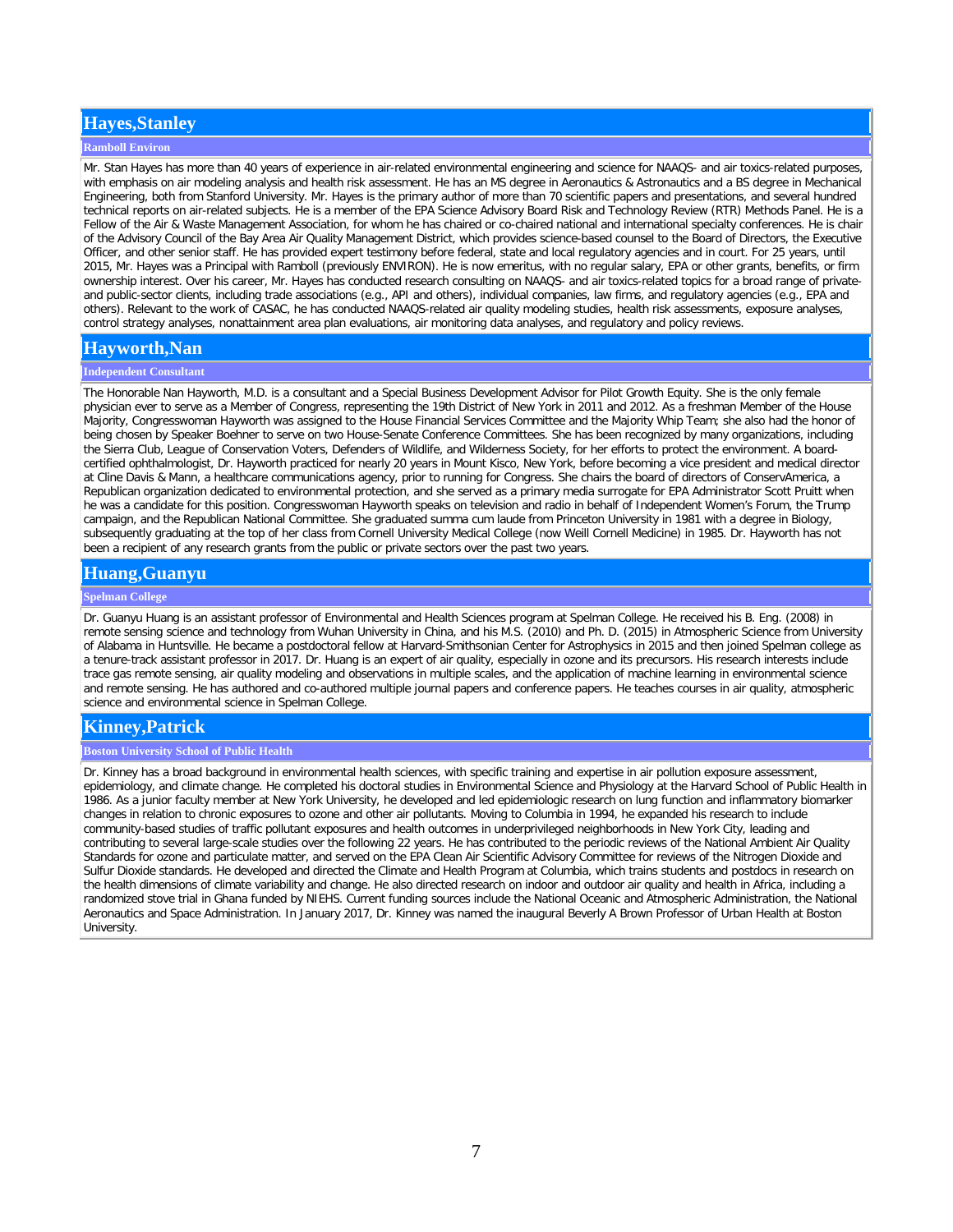## Hayes,Stanley

**Ramboll Environ**

Mr. Stan Hayes has more than 40 years of experience in air-related environmental engineering and science for NAAQS- and air toxics-related purposes, with emphasis on air modeling analysis and health risk assessment. He has an MS degree in Aeronautics & Astronautics and a BS degree in Mechanical Engineering, both from Stanford University. Mr. Hayes is the primary author of more than 70 scientific papers and presentations, and several hundred technical reports on air-related subjects. He is a member of the EPA Science Advisory Board Risk and Technology Review (RTR) Methods Panel. He is a Fellow of the Air & Waste Management Association, for whom he has chaired or co-chaired national and international specialty conferences. He is chair of the Advisory Council of the Bay Area Air Quality Management District, which provides science-based counsel to the Board of Directors, the Executive Officer, and other senior staff. He has provided expert testimony before federal, state and local regulatory agencies and in court. For 25 years, until 2015, Mr. Hayes was a Principal with Ramboll (previously ENVIRON). He is now emeritus, with no regular salary, EPA or other grants, benefits, or firm ownership interest. Over his career, Mr. Hayes has conducted research consulting on NAAQS- and air toxics-related topics for a broad range of private- and public-sector clients, including trade associations (e.g., API and others), individual companies, law firms, and regulatory agencies (e.g., EPA and others). Relevant to the work of CASAC, he has conducted NAAQS-related air quality modeling studies, health risk assessments, exposure analyses, control strategy analyses, nonattainment area plan evaluations, air monitoring data analyses, and regulatory and policy reviews.

## Hayworth,Nan

**Independent Consultant**

The Honorable Nan Hayworth, M.D. is a consultant and a Special Business Development Advisor for Pilot Growth Equity. She is the only female physician ever to serve as a Member of Congress, representing the 19th District of New York in 2011 and 2012. As a freshman Member of the House Majority, Congresswoman Hayworth was assigned to the House Financial Services Committee and the Majority Whip Team; she also had the honor of being chosen by Speaker Boehner to serve on two House-Senate Conference Committees. She has been recognized by many organizations, including the Sierra Club, League of Conservation Voters, Defenders of Wildlife, and Wilderness Society, for her efforts to protect the environment. A board-certified ophthalmologist, Dr. Hayworth practiced for nearly 20 years in Mount Kisco, New York, before becoming a vice president and medical director at Cline Davis & Mann, a healthcare communications agency, prior to running for Congress. She chairs the board of directors of ConservAmerica, a Republican organization dedicated to environmental protection, and she served as a primary media surrogate for EPA Administrator Scott Pruitt when he was a candidate for this position. Congresswoman Hayworth speaks on television and radio in behalf of Independent Women's Forum, the Trump campaign, and the Republican National Committee. She graduated summa cum laude from Princeton University in 1981 with a degree in Biology, subsequently graduating at the top of her class from Cornell University Medical College (now Weill Cornell Medicine) in 1985. Dr. Hayworth has not been a recipient of any research grants from the public or private sectors over the past two years.

## Huang,Guanyu

**Spelman College**

Dr. Guanyu Huang is an assistant professor of Environmental and Health Sciences program at Spelman College. He received his B. Eng. (2008) in remote sensing science and technology from Wuhan University in China, and his M.S. (2010) and Ph. D. (2015) in Atmospheric Science from University of Alabama in Huntsville. He became a postdoctoral fellow at Harvard-Smithsonian Center for Astrophysics in 2015 and then joined Spelman college as a tenure-track assistant professor in 2017. Dr. Huang is an expert of air quality, especially in ozone and its precursors. His research interests include trace gas remote sensing, air quality modeling and observations in multiple scales, and the application of machine learning in environmental science and remote sensing. He has authored and co-authored multiple journal papers and conference papers. He teaches courses in air quality, atmospheric science and environmental science in Spelman College.

## Kinney,Patrick

**Boston University School of Public Health**

Dr. Kinney has a broad background in environmental health sciences, with specific training and expertise in air pollution exposure assessment, epidemiology, and climate change. He completed his doctoral studies in Environmental Science and Physiology at the Harvard School of Public Health in 1986. As a junior faculty member at New York University, he developed and led epidemiologic research on lung function and inflammatory biomarker changes in relation to chronic exposures to ozone and other air pollutants. Moving to Columbia in 1994, he expanded his research to include community-based studies of traffic pollutant exposures and health outcomes in underprivileged neighborhoods in New York City, leading and contributing to several large-scale studies over the following 22 years. He has contributed to the periodic reviews of the National Ambient Air Quality Standards for ozone and particulate matter, and served on the EPA Clean Air Scientific Advisory Committee for reviews of the Nitrogen Dioxide and Sulfur Dioxide standards. He developed and directed the Climate and Health Program at Columbia, which trains students and postdocs in research on the health dimensions of climate variability and change. He also directed research on indoor and outdoor air quality and health in Africa, including a randomized stove trial in Ghana funded by NIEHS. Current funding sources include the National Oceanic and Atmospheric Administration, the National Aeronautics and Space Administration. In January 2017, Dr. Kinney was named the inaugural Beverly A Brown Professor of Urban Health at Boston University.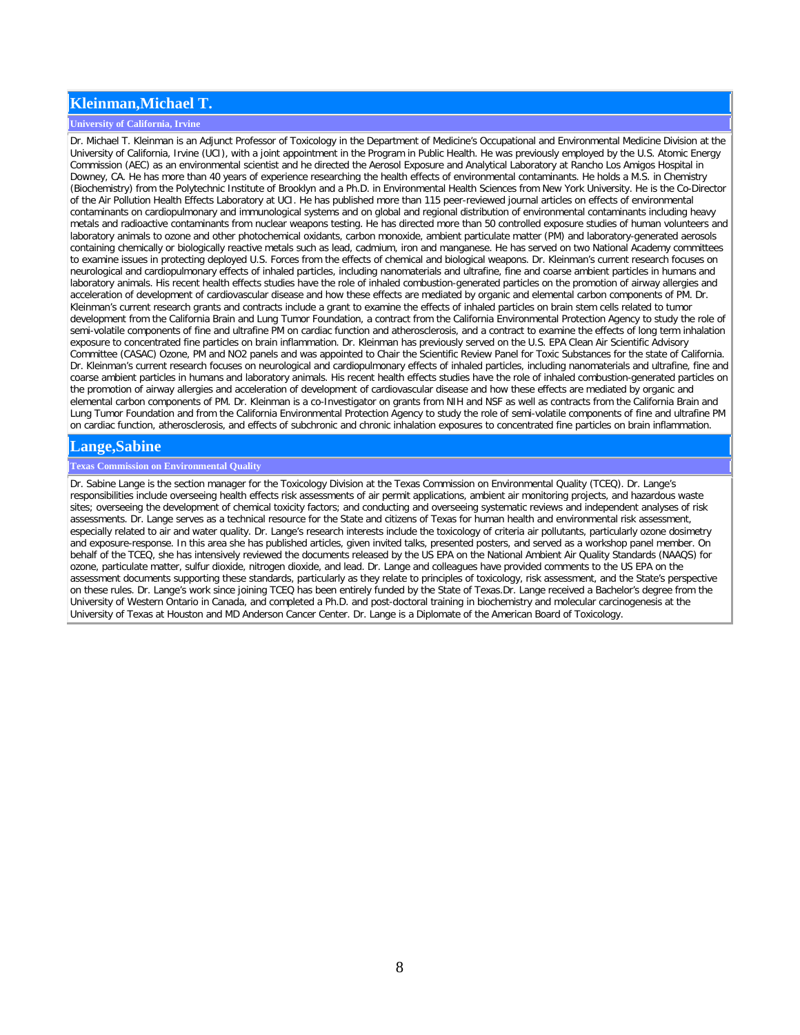## Kleinman,Michael T.

**University of California, Irvine**

Dr. Michael T. Kleinman is an Adjunct Professor of Toxicology in the Department of Medicine's Occupational and Environmental Medicine Division at the University of California, Irvine (UCI), with a joint appointment in the Program in Public Health. He was previously employed by the U.S. Atomic Energy Commission (AEC) as an environmental scientist and he directed the Aerosol Exposure and Analytical Laboratory at Rancho Los Amigos Hospital in Downey, CA. He has more than 40 years of experience researching the health effects of environmental contaminants. He holds a M.S. in Chemistry (Biochemistry) from the Polytechnic Institute of Brooklyn and a Ph.D. in Environmental Health Sciences from New York University. He is the Co-Director of the Air Pollution Health Effects Laboratory at UCI. He has published more than 115 peer-reviewed journal articles on effects of environmental contaminants on cardiopulmonary and immunological systems and on global and regional distribution of environmental contaminants including heavy metals and radioactive contaminants from nuclear weapons testing. He has directed more than 50 controlled exposure studies of human volunteers and laboratory animals to ozone and other photochemical oxidants, carbon monoxide, ambient particulate matter (PM) and laboratory-generated aerosols containing chemically or biologically reactive metals such as lead, cadmium, iron and manganese. He has served on two National Academy committees to examine issues in protecting deployed U.S. Forces from the effects of chemical and biological weapons. Dr. Kleinman's current research focuses on neurological and cardiopulmonary effects of inhaled particles, including nanomaterials and ultrafine, fine and coarse ambient particles in humans and laboratory animals. His recent health effects studies have the role of inhaled combustion-generated particles on the promotion of airway allergies and acceleration of development of cardiovascular disease and how these effects are mediated by organic and elemental carbon components of PM. Dr. Kleinman's current research grants and contracts include a grant to examine the effects of inhaled particles on brain stem cells related to tumor development from the California Brain and Lung Tumor Foundation, a contract from the California Environmental Protection Agency to study the role of semi-volatile components of fine and ultrafine PM on cardiac function and atherosclerosis, and a contract to examine the effects of long term inhalation exposure to concentrated fine particles on brain inflammation. Dr. Kleinman has previously served on the U.S. EPA Clean Air Scientific Advisory Committee (CASAC) Ozone, PM and NO2 panels and was appointed to Chair the Scientific Review Panel for Toxic Substances for the state of California. Dr. Kleinman's current research focuses on neurological and cardiopulmonary effects of inhaled particles, including nanomaterials and ultrafine, fine and coarse ambient particles in humans and laboratory animals. His recent health effects studies have the role of inhaled combustion-generated particles on the promotion of airway allergies and acceleration of development of cardiovascular disease and how these effects are mediated by organic and elemental carbon components of PM. Dr. Kleinman is a co-Investigator on grants from NIH and NSF as well as contracts from the California Brain and Lung Tumor Foundation and from the California Environmental Protection Agency to study the role of semi-volatile components of fine and ultrafine PM on cardiac function, atherosclerosis, and effects of subchronic and chronic inhalation exposures to concentrated fine particles on brain inflammation.

## Lange,Sabine

**Texas Commission on Environmental Quality**

Dr. Sabine Lange is the section manager for the Toxicology Division at the Texas Commission on Environmental Quality (TCEQ). Dr. Lange's responsibilities include overseeing health effects risk assessments of air permit applications, ambient air monitoring projects, and hazardous waste sites; overseeing the development of chemical toxicity factors; and conducting and overseeing systematic reviews and independent analyses of risk assessments. Dr. Lange serves as a technical resource for the State and citizens of Texas for human health and environmental risk assessment, especially related to air and water quality. Dr. Lange's research interests include the toxicology of criteria air pollutants, particularly ozone dosimetry and exposure-response. In this area she has published articles, given invited talks, presented posters, and served as a workshop panel member. On behalf of the TCEQ, she has intensively reviewed the documents released by the US EPA on the National Ambient Air Quality Standards (NAAQS) for ozone, particulate matter, sulfur dioxide, nitrogen dioxide, and lead. Dr. Lange and colleagues have provided comments to the US EPA on the assessment documents supporting these standards, particularly as they relate to principles of toxicology, risk assessment, and the State's perspective on these rules. Dr. Lange's work since joining TCEQ has been entirely funded by the State of Texas.Dr. Lange received a Bachelor's degree from the University of Western Ontario in Canada, and completed a Ph.D. and post-doctoral training in biochemistry and molecular carcinogenesis at the University of Texas at Houston and MD Anderson Cancer Center. Dr. Lange is a Diplomate of the American Board of Toxicology.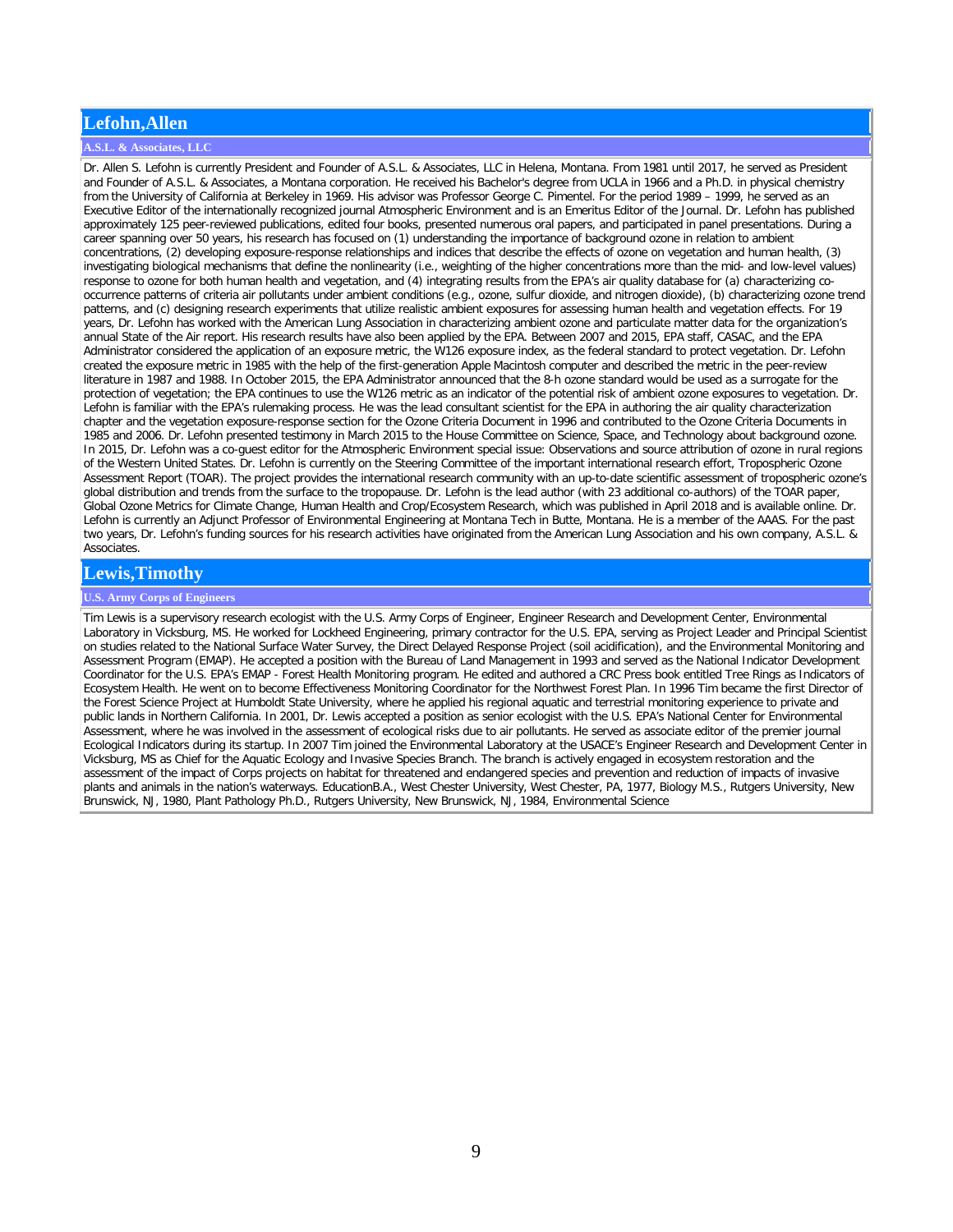## Lefohn,Allen

### A.S.L. & Associates, LLC

Dr. Allen S. Lefohn is currently President and Founder of A.S.L. & Associates, LLC in Helena, Montana. From 1981 until 2017, he served as President and Founder of A.S.L. & Associates, a Montana corporation. He received his Bachelor's degree from UCLA in 1966 and a Ph.D. in physical chemistry from the University of California at Berkeley in 1969. His advisor was Professor George C. Pimentel. For the period 1989 – 1999, he served as an Executive Editor of the internationally recognized journal Atmospheric Environment and is an Emeritus Editor of the Journal. Dr. Lefohn has published approximately 125 peer-reviewed publications, edited four books, presented numerous oral papers, and participated in panel presentations. During a career spanning over 50 years, his research has focused on (1) understanding the importance of background ozone in relation to ambient concentrations, (2) developing exposure-response relationships and indices that describe the effects of ozone on vegetation and human health, (3) investigating biological mechanisms that define the nonlinearity (i.e., weighting of the higher concentrations more than the mid- and low-level values) response to ozone for both human health and vegetation, and (4) integrating results from the EPA's air quality database for (a) characterizing co-occurrence patterns of criteria air pollutants under ambient conditions (e.g., ozone, sulfur dioxide, and nitrogen dioxide), (b) characterizing ozone trend patterns, and (c) designing research experiments that utilize realistic ambient exposures for assessing human health and vegetation effects. For 19 years, Dr. Lefohn has worked with the American Lung Association in characterizing ambient ozone and particulate matter data for the organization's annual State of the Air report. His research results have also been applied by the EPA. Between 2007 and 2015, EPA staff, CASAC, and the EPA Administrator considered the application of an exposure metric, the W126 exposure index, as the federal standard to protect vegetation. Dr. Lefohn created the exposure metric in 1985 with the help of the first-generation Apple Macintosh computer and described the metric in the peer-review literature in 1987 and 1988. In October 2015, the EPA Administrator announced that the 8-h ozone standard would be used as a surrogate for the protection of vegetation; the EPA continues to use the W126 metric as an indicator of the potential risk of ambient ozone exposures to vegetation. Dr. Lefohn is familiar with the EPA's rulemaking process. He was the lead consultant scientist for the EPA in authoring the air quality characterization chapter and the vegetation exposure-response section for the Ozone Criteria Document in 1996 and contributed to the Ozone Criteria Documents in 1985 and 2006. Dr. Lefohn presented testimony in March 2015 to the House Committee on Science, Space, and Technology about background ozone. In 2015, Dr. Lefohn was a co-guest editor for the Atmospheric Environment special issue: Observations and source attribution of ozone in rural regions of the Western United States. Dr. Lefohn is currently on the Steering Committee of the important international research effort, Tropospheric Ozone Assessment Report (TOAR). The project provides the international research community with an up-to-date scientific assessment of tropospheric ozone's global distribution and trends from the surface to the tropopause. Dr. Lefohn is the lead author (with 23 additional co-authors) of the TOAR paper, Global Ozone Metrics for Climate Change, Human Health and Crop/Ecosystem Research, which was published in April 2018 and is available online. Dr. Lefohn is currently an Adjunct Professor of Environmental Engineering at Montana Tech in Butte, Montana. He is a member of the AAAS. For the past two years, Dr. Lefohn's funding sources for his research activities have originated from the American Lung Association and his own company, A.S.L. & Associates.

## Lewis,Timothy

### U.S. Army Corps of Engineers

Tim Lewis is a supervisory research ecologist with the U.S. Army Corps of Engineer, Engineer Research and Development Center, Environmental Laboratory in Vicksburg, MS. He worked for Lockheed Engineering, primary contractor for the U.S. EPA, serving as Project Leader and Principal Scientist on studies related to the National Surface Water Survey, the Direct Delayed Response Project (soil acidification), and the Environmental Monitoring and Assessment Program (EMAP). He accepted a position with the Bureau of Land Management in 1993 and served as the National Indicator Development Coordinator for the U.S. EPA's EMAP - Forest Health Monitoring program. He edited and authored a CRC Press book entitled Tree Rings as Indicators of Ecosystem Health. He went on to become Effectiveness Monitoring Coordinator for the Northwest Forest Plan. In 1996 Tim became the first Director of the Forest Science Project at Humboldt State University, where he applied his regional aquatic and terrestrial monitoring experience to private and public lands in Northern California. In 2001, Dr. Lewis accepted a position as senior ecologist with the U.S. EPA's National Center for Environmental Assessment, where he was involved in the assessment of ecological risks due to air pollutants. He served as associate editor of the premier journal Ecological Indicators during its startup. In 2007 Tim joined the Environmental Laboratory at the USACE's Engineer Research and Development Center in Vicksburg, MS as Chief for the Aquatic Ecology and Invasive Species Branch. The branch is actively engaged in ecosystem restoration and the assessment of the impact of Corps projects on habitat for threatened and endangered species and prevention and reduction of impacts of invasive plants and animals in the nation's waterways. EducationB.A., West Chester University, West Chester, PA, 1977, Biology M.S., Rutgers University, New Brunswick, NJ, 1980, Plant Pathology Ph.D., Rutgers University, New Brunswick, NJ, 1984, Environmental Science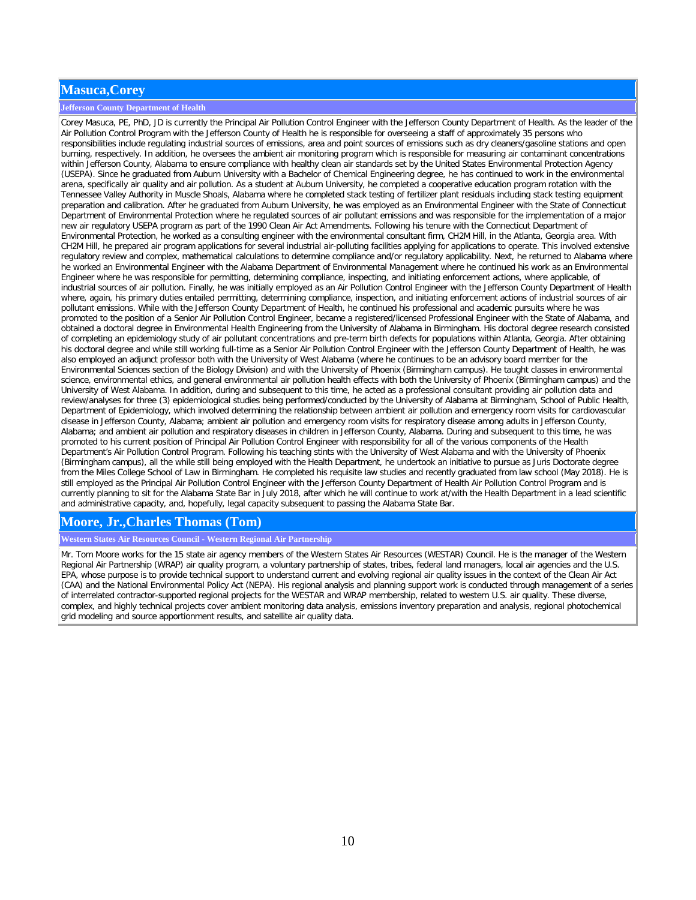## Masuca,Corey

### Jefferson County Department of Health

Corey Masuca, PE, PhD, JD is currently the Principal Air Pollution Control Engineer with the Jefferson County Department of Health. As the leader of the Air Pollution Control Program with the Jefferson County of Health he is responsible for overseeing a staff of approximately 35 persons who responsibilities include regulating industrial sources of emissions, area and point sources of emissions such as dry cleaners/gasoline stations and open burning, respectively. In addition, he oversees the ambient air monitoring program which is responsible for measuring air contaminant concentrations within Jefferson County, Alabama to ensure compliance with healthy clean air standards set by the United States Environmental Protection Agency (USEPA). Since he graduated from Auburn University with a Bachelor of Chemical Engineering degree, he has continued to work in the environmental arena, specifically air quality and air pollution. As a student at Auburn University, he completed a cooperative education program rotation with the Tennessee Valley Authority in Muscle Shoals, Alabama where he completed stack testing of fertilizer plant residuals including stack testing equipment preparation and calibration. After he graduated from Auburn University, he was employed as an Environmental Engineer with the State of Connecticut Department of Environmental Protection where he regulated sources of air pollutant emissions and was responsible for the implementation of a major new air regulatory USEPA program as part of the 1990 Clean Air Act Amendments. Following his tenure with the Connecticut Department of Environmental Protection, he worked as a consulting engineer with the environmental consultant firm, CH2M Hill, in the Atlanta, Georgia area. With CH2M Hill, he prepared air program applications for several industrial air-polluting facilities applying for applications to operate. This involved extensive regulatory review and complex, mathematical calculations to determine compliance and/or regulatory applicability. Next, he returned to Alabama where he worked an Environmental Engineer with the Alabama Department of Environmental Management where he continued his work as an Environmental Engineer where he was responsible for permitting, determining compliance, inspecting, and initiating enforcement actions, where applicable, of industrial sources of air pollution. Finally, he was initially employed as an Air Pollution Control Engineer with the Jefferson County Department of Health where, again, his primary duties entailed permitting, determining compliance, inspection, and initiating enforcement actions of industrial sources of air pollutant emissions. While with the Jefferson County Department of Health, he continued his professional and academic pursuits where he was promoted to the position of a Senior Air Pollution Control Engineer, became a registered/licensed Professional Engineer with the State of Alabama, and obtained a doctoral degree in Environmental Health Engineering from the University of Alabama in Birmingham. His doctoral degree research consisted of completing an epidemiology study of air pollutant concentrations and pre-term birth defects for populations within Atlanta, Georgia. After obtaining his doctoral degree and while still working full-time as a Senior Air Pollution Control Engineer with the Jefferson County Department of Health, he was also employed an adjunct professor both with the University of West Alabama (where he continues to be an advisory board member for the Environmental Sciences section of the Biology Division) and with the University of Phoenix (Birmingham campus). He taught classes in environmental science, environmental ethics, and general environmental air pollution health effects with both the University of Phoenix (Birmingham campus) and the University of West Alabama. In addition, during and subsequent to this time, he acted as a professional consultant providing air pollution data and review/analyses for three (3) epidemiological studies being performed/conducted by the University of Alabama at Birmingham, School of Public Health, Department of Epidemiology, which involved determining the relationship between ambient air pollution and emergency room visits for cardiovascular disease in Jefferson County, Alabama; ambient air pollution and emergency room visits for respiratory disease among adults in Jefferson County, Alabama; and ambient air pollution and respiratory diseases in children in Jefferson County, Alabama. During and subsequent to this time, he was promoted to his current position of Principal Air Pollution Control Engineer with responsibility for all of the various components of the Health Department's Air Pollution Control Program. Following his teaching stints with the University of West Alabama and with the University of Phoenix (Birmingham campus), all the while still being employed with the Health Department, he undertook an initiative to pursue as Juris Doctorate degree from the Miles College School of Law in Birmingham. He completed his requisite law studies and recently graduated from law school (May 2018). He is still employed as the Principal Air Pollution Control Engineer with the Jefferson County Department of Health Air Pollution Control Program and is currently planning to sit for the Alabama State Bar in July 2018, after which he will continue to work at/with the Health Department in a lead scientific and administrative capacity, and, hopefully, legal capacity subsequent to passing the Alabama State Bar.

## Moore, Jr.,Charles Thomas (Tom)

### Western States Air Resources Council - Western Regional Air Partnership

Mr. Tom Moore works for the 15 state air agency members of the Western States Air Resources (WESTAR) Council. He is the manager of the Western Regional Air Partnership (WRAP) air quality program, a voluntary partnership of states, tribes, federal land managers, local air agencies and the U.S. EPA, whose purpose is to provide technical support to understand current and evolving regional air quality issues in the context of the Clean Air Act (CAA) and the National Environmental Policy Act (NEPA). His regional analysis and planning support work is conducted through management of a series of interrelated contractor-supported regional projects for the WESTAR and WRAP membership, related to western U.S. air quality. These diverse, complex, and highly technical projects cover ambient monitoring data analysis, emissions inventory preparation and analysis, regional photochemical grid modeling and source apportionment results, and satellite air quality data.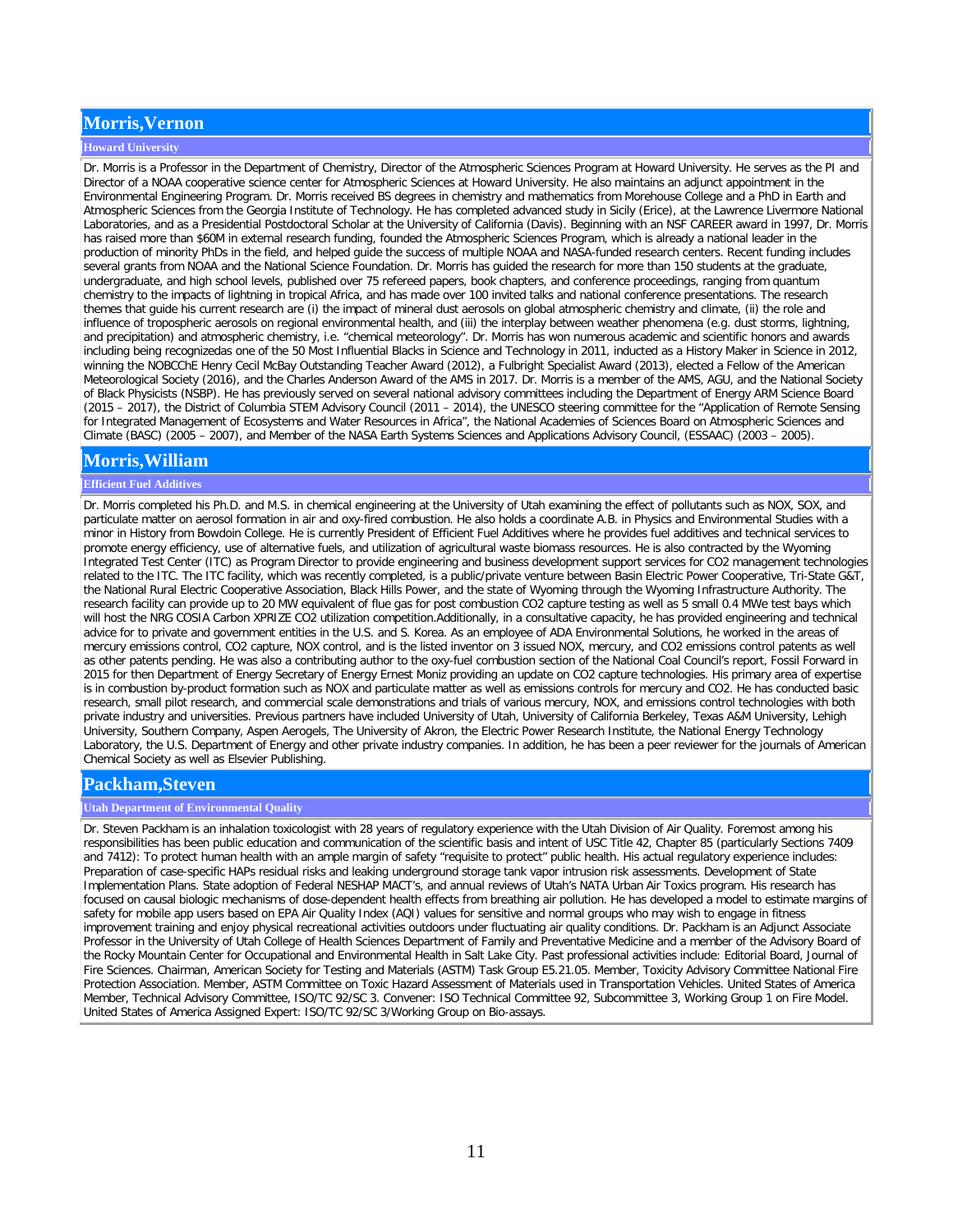## Morris,Vernon

### Howard University

Dr. Morris is a Professor in the Department of Chemistry, Director of the Atmospheric Sciences Program at Howard University. He serves as the PI and Director of a NOAA cooperative science center for Atmospheric Sciences at Howard University. He also maintains an adjunct appointment in the Environmental Engineering Program. Dr. Morris received BS degrees in chemistry and mathematics from Morehouse College and a PhD in Earth and Atmospheric Sciences from the Georgia Institute of Technology. He has completed advanced study in Sicily (Erice), at the Lawrence Livermore National Laboratories, and as a Presidential Postdoctoral Scholar at the University of California (Davis). Beginning with an NSF CAREER award in 1997, Dr. Morris has raised more than $60M in external research funding, founded the Atmospheric Sciences Program, which is already a national leader in the production of minority PhDs in the field, and helped guide the success of multiple NOAA and NASA-funded research centers. Recent funding includes several grants from NOAA and the National Science Foundation. Dr. Morris has guided the research for more than 150 students at the graduate, undergraduate, and high school levels, published over 75 refereed papers, book chapters, and conference proceedings, ranging from quantum chemistry to the impacts of lightning in tropical Africa, and has made over 100 invited talks and national conference presentations. The research themes that guide his current research are (i) the impact of mineral dust aerosols on global atmospheric chemistry and climate, (ii) the role and influence of tropospheric aerosols on regional environmental health, and (iii) the interplay between weather phenomena (e.g. dust storms, lightning, and precipitation) and atmospheric chemistry, i.e. "chemical meteorology". Dr. Morris has won numerous academic and scientific honors and awards including being recognizedas one of the 50 Most Influential Blacks in Science and Technology in 2011, inducted as a History Maker in Science in 2012, winning the NOBCChE Henry Cecil McBay Outstanding Teacher Award (2012), a Fulbright Specialist Award (2013), elected a Fellow of the American Meteorological Society (2016), and the Charles Anderson Award of the AMS in 2017. Dr. Morris is a member of the AMS, AGU, and the National Society of Black Physicists (NSBP). He has previously served on several national advisory committees including the Department of Energy ARM Science Board (2015 – 2017), the District of Columbia STEM Advisory Council (2011 – 2014), the UNESCO steering committee for the "Application of Remote Sensing for Integrated Management of Ecosystems and Water Resources in Africa", the National Academies of Sciences Board on Atmospheric Sciences and Climate (BASC) (2005 – 2007), and Member of the NASA Earth Systems Sciences and Applications Advisory Council, (ESSAAC) (2003 – 2005).

## Morris,William

### Efficient Fuel Additives

Dr. Morris completed his Ph.D. and M.S. in chemical engineering at the University of Utah examining the effect of pollutants such as NOX, SOX, and particulate matter on aerosol formation in air and oxy-fired combustion. He also holds a coordinate A.B. in Physics and Environmental Studies with a minor in History from Bowdoin College. He is currently President of Efficient Fuel Additives where he provides fuel additives and technical services to promote energy efficiency, use of alternative fuels, and utilization of agricultural waste biomass resources. He is also contracted by the Wyoming Integrated Test Center (ITC) as Program Director to provide engineering and business development support services for CO2 management technologies related to the ITC. The ITC facility, which was recently completed, is a public/private venture between Basin Electric Power Cooperative, Tri-State G&T, the National Rural Electric Cooperative Association, Black Hills Power, and the state of Wyoming through the Wyoming Infrastructure Authority. The research facility can provide up to 20 MW equivalent of flue gas for post combustion CO2 capture testing as well as 5 small 0.4 MWe test bays which will host the NRG COSIA Carbon XPRIZE CO2 utilization competition.Additionally, in a consultative capacity, he has provided engineering and technical advice for to private and government entities in the U.S. and S. Korea. As an employee of ADA Environmental Solutions, he worked in the areas of mercury emissions control, CO2 capture, NOX control, and is the listed inventor on 3 issued NOX, mercury, and CO2 emissions control patents as well as other patents pending. He was also a contributing author to the oxy-fuel combustion section of the National Coal Council's report, Fossil Forward in 2015 for then Department of Energy Secretary of Energy Ernest Moniz providing an update on CO2 capture technologies. His primary area of expertise is in combustion by-product formation such as NOX and particulate matter as well as emissions controls for mercury and CO2. He has conducted basic research, small pilot research, and commercial scale demonstrations and trials of various mercury, NOX, and emissions control technologies with both private industry and universities. Previous partners have included University of Utah, University of California Berkeley, Texas A&M University, Lehigh University, Southern Company, Aspen Aerogels, The University of Akron, the Electric Power Research Institute, the National Energy Technology Laboratory, the U.S. Department of Energy and other private industry companies. In addition, he has been a peer reviewer for the journals of American Chemical Society as well as Elsevier Publishing.

## Packham,Steven

### Utah Department of Environmental Quality

Dr. Steven Packham is an inhalation toxicologist with 28 years of regulatory experience with the Utah Division of Air Quality. Foremost among his responsibilities has been public education and communication of the scientific basis and intent of USC Title 42, Chapter 85 (particularly Sections 7409 and 7412): To protect human health with an ample margin of safety "requisite to protect" public health. His actual regulatory experience includes: Preparation of case-specific HAPs residual risks and leaking underground storage tank vapor intrusion risk assessments. Development of State Implementation Plans. State adoption of Federal NESHAP MACT's, and annual reviews of Utah's NATA Urban Air Toxics program. His research has focused on causal biologic mechanisms of dose-dependent health effects from breathing air pollution. He has developed a model to estimate margins of safety for mobile app users based on EPA Air Quality Index (AQI) values for sensitive and normal groups who may wish to engage in fitness improvement training and enjoy physical recreational activities outdoors under fluctuating air quality conditions. Dr. Packham is an Adjunct Associate Professor in the University of Utah College of Health Sciences Department of Family and Preventative Medicine and a member of the Advisory Board of the Rocky Mountain Center for Occupational and Environmental Health in Salt Lake City. Past professional activities include: Editorial Board, Journal of Fire Sciences. Chairman, American Society for Testing and Materials (ASTM) Task Group E5.21.05. Member, Toxicity Advisory Committee National Fire Protection Association. Member, ASTM Committee on Toxic Hazard Assessment of Materials used in Transportation Vehicles. United States of America Member, Technical Advisory Committee, ISO/TC 92/SC 3. Convener: ISO Technical Committee 92, Subcommittee 3, Working Group 1 on Fire Model. United States of America Assigned Expert: ISO/TC 92/SC 3/Working Group on Bio-assays.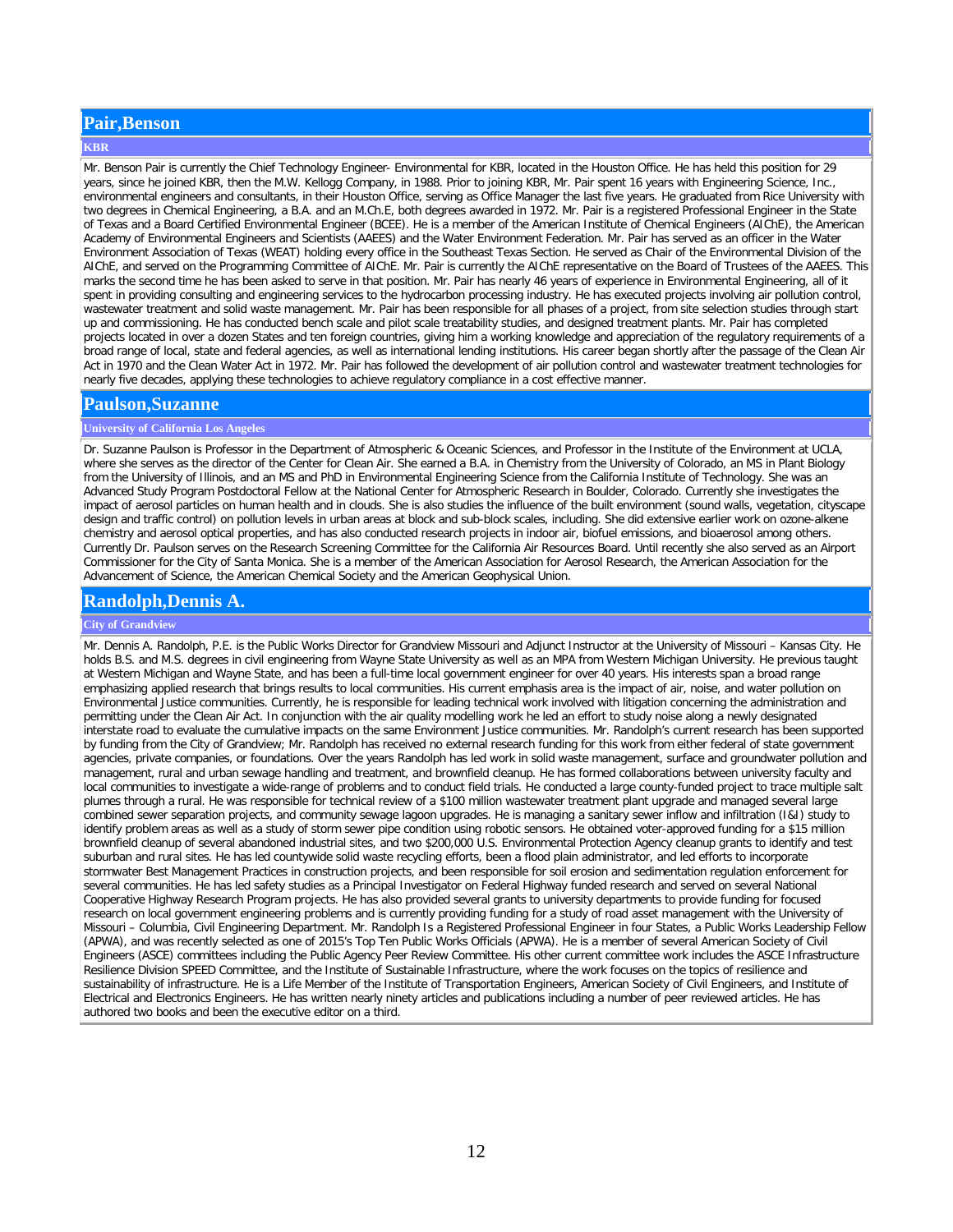## Pair,Benson

### KBR

Mr. Benson Pair is currently the Chief Technology Engineer- Environmental for KBR, located in the Houston Office. He has held this position for 29 years, since he joined KBR, then the M.W. Kellogg Company, in 1988. Prior to joining KBR, Mr. Pair spent 16 years with Engineering Science, Inc., environmental engineers and consultants, in their Houston Office, serving as Office Manager the last five years. He graduated from Rice University with two degrees in Chemical Engineering, a B.A. and an M.Ch.E, both degrees awarded in 1972. Mr. Pair is a registered Professional Engineer in the State of Texas and a Board Certified Environmental Engineer (BCEE). He is a member of the American Institute of Chemical Engineers (AIChE), the American Academy of Environmental Engineers and Scientists (AAEES) and the Water Environment Federation. Mr. Pair has served as an officer in the Water Environment Association of Texas (WEAT) holding every office in the Southeast Texas Section. He served as Chair of the Environmental Division of the AIChE, and served on the Programming Committee of AIChE. Mr. Pair is currently the AIChE representative on the Board of Trustees of the AAEES. This marks the second time he has been asked to serve in that position. Mr. Pair has nearly 46 years of experience in Environmental Engineering, all of it spent in providing consulting and engineering services to the hydrocarbon processing industry. He has executed projects involving air pollution control, wastewater treatment and solid waste management. Mr. Pair has been responsible for all phases of a project, from site selection studies through start up and commissioning. He has conducted bench scale and pilot scale treatability studies, and designed treatment plants. Mr. Pair has completed projects located in over a dozen States and ten foreign countries, giving him a working knowledge and appreciation of the regulatory requirements of a broad range of local, state and federal agencies, as well as international lending institutions. His career began shortly after the passage of the Clean Air Act in 1970 and the Clean Water Act in 1972. Mr. Pair has followed the development of air pollution control and wastewater treatment technologies for nearly five decades, applying these technologies to achieve regulatory compliance in a cost effective manner.

## Paulson,Suzanne

### University of California Los Angeles

Dr. Suzanne Paulson is Professor in the Department of Atmospheric & Oceanic Sciences, and Professor in the Institute of the Environment at UCLA, where she serves as the director of the Center for Clean Air. She earned a B.A. in Chemistry from the University of Colorado, an MS in Plant Biology from the University of Illinois, and an MS and PhD in Environmental Engineering Science from the California Institute of Technology. She was an Advanced Study Program Postdoctoral Fellow at the National Center for Atmospheric Research in Boulder, Colorado. Currently she investigates the impact of aerosol particles on human health and in clouds. She is also studies the influence of the built environment (sound walls, vegetation, cityscape design and traffic control) on pollution levels in urban areas at block and sub-block scales, including. She did extensive earlier work on ozone-alkene chemistry and aerosol optical properties, and has also conducted research projects in indoor air, biofuel emissions, and bioaerosol among others. Currently Dr. Paulson serves on the Research Screening Committee for the California Air Resources Board. Until recently she also served as an Airport Commissioner for the City of Santa Monica. She is a member of the American Association for Aerosol Research, the American Association for the Advancement of Science, the American Chemical Society and the American Geophysical Union.

## Randolph,Dennis A.

### City of Grandview

Mr. Dennis A. Randolph, P.E. is the Public Works Director for Grandview Missouri and Adjunct Instructor at the University of Missouri – Kansas City. He holds B.S. and M.S. degrees in civil engineering from Wayne State University as well as an MPA from Western Michigan University. He previous taught at Western Michigan and Wayne State, and has been a full-time local government engineer for over 40 years. His interests span a broad range emphasizing applied research that brings results to local communities. His current emphasis area is the impact of air, noise, and water pollution on Environmental Justice communities. Currently, he is responsible for leading technical work involved with litigation concerning the administration and permitting under the Clean Air Act. In conjunction with the air quality modelling work he led an effort to study noise along a newly designated interstate road to evaluate the cumulative impacts on the same Environment Justice communities. Mr. Randolph's current research has been supported by funding from the City of Grandview; Mr. Randolph has received no external research funding for this work from either federal of state government agencies, private companies, or foundations. Over the years Randolph has led work in solid waste management, surface and groundwater pollution and management, rural and urban sewage handling and treatment, and brownfield cleanup. He has formed collaborations between university faculty and local communities to investigate a wide-range of problems and to conduct field trials. He conducted a large county-funded project to trace multiple salt plumes through a rural. He was responsible for technical review of a $100 million wastewater treatment plant upgrade and managed several large combined sewer separation projects, and community sewage lagoon upgrades. He is managing a sanitary sewer inflow and infiltration (I&I) study to identify problem areas as well as a study of storm sewer pipe condition using robotic sensors. He obtained voter-approved funding for a $15 million brownfield cleanup of several abandoned industrial sites, and two $200,000 U.S. Environmental Protection Agency cleanup grants to identify and test suburban and rural sites. He has led countywide solid waste recycling efforts, been a flood plain administrator, and led efforts to incorporate stormwater Best Management Practices in construction projects, and been responsible for soil erosion and sedimentation regulation enforcement for several communities. He has led safety studies as a Principal Investigator on Federal Highway funded research and served on several National Cooperative Highway Research Program projects. He has also provided several grants to university departments to provide funding for focused research on local government engineering problems and is currently providing funding for a study of road asset management with the University of Missouri – Columbia, Civil Engineering Department. Mr. Randolph Is a Registered Professional Engineer in four States, a Public Works Leadership Fellow (APWA), and was recently selected as one of 2015's Top Ten Public Works Officials (APWA). He is a member of several American Society of Civil Engineers (ASCE) committees including the Public Agency Peer Review Committee. His other current committee work includes the ASCE Infrastructure Resilience Division SPEED Committee, and the Institute of Sustainable Infrastructure, where the work focuses on the topics of resilience and sustainability of infrastructure. He is a Life Member of the Institute of Transportation Engineers, American Society of Civil Engineers, and Institute of Electrical and Electronics Engineers. He has written nearly ninety articles and publications including a number of peer reviewed articles. He has authored two books and been the executive editor on a third.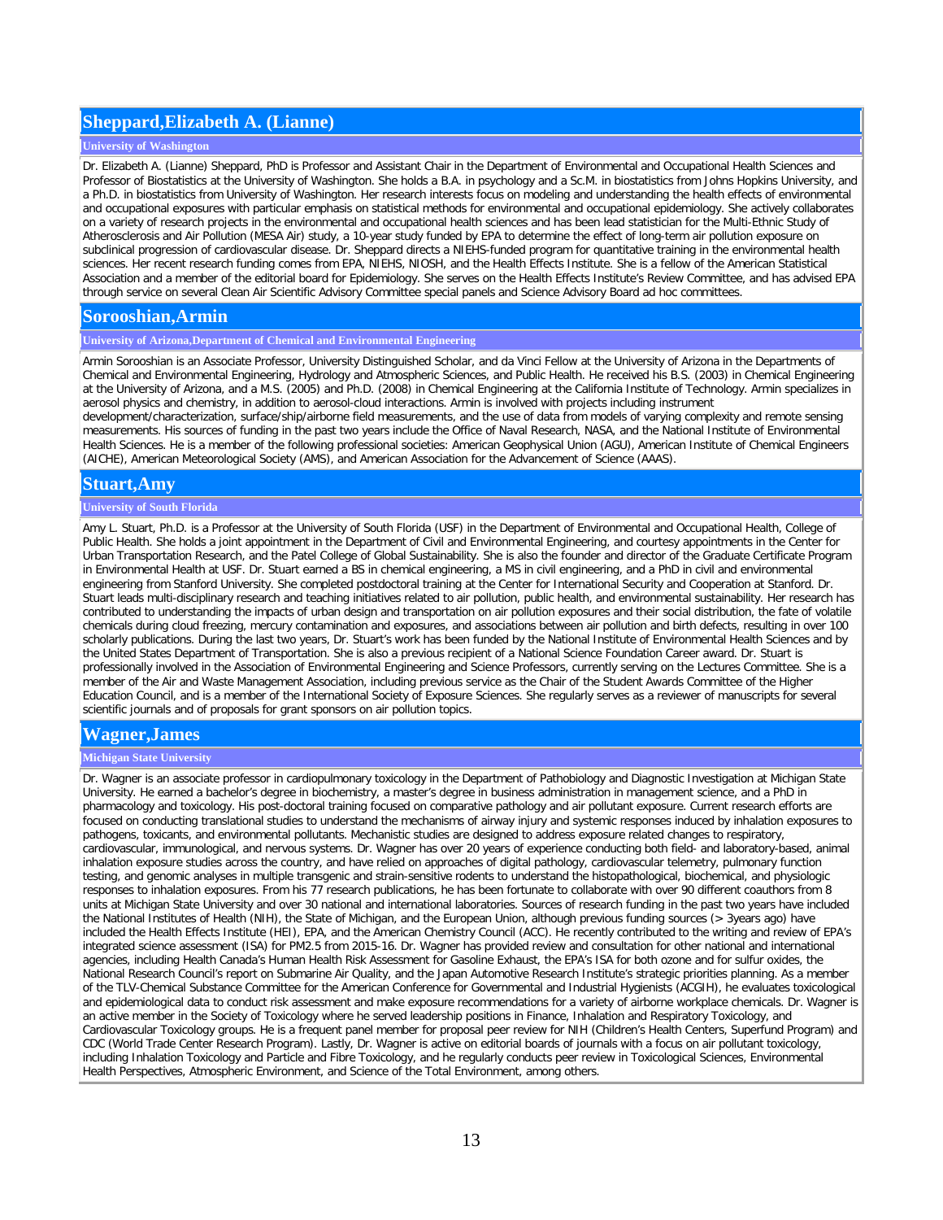## Sheppard,Elizabeth A. (Lianne)

### University of Washington

Dr. Elizabeth A. (Lianne) Sheppard, PhD is Professor and Assistant Chair in the Department of Environmental and Occupational Health Sciences and Professor of Biostatistics at the University of Washington. She holds a B.A. in psychology and a Sc.M. in biostatistics from Johns Hopkins University, and a Ph.D. in biostatistics from University of Washington. Her research interests focus on modeling and understanding the health effects of environmental and occupational exposures with particular emphasis on statistical methods for environmental and occupational epidemiology. She actively collaborates on a variety of research projects in the environmental and occupational health sciences and has been lead statistician for the Multi-Ethnic Study of Atherosclerosis and Air Pollution (MESA Air) study, a 10-year study funded by EPA to determine the effect of long-term air pollution exposure on subclinical progression of cardiovascular disease. Dr. Sheppard directs a NIEHS-funded program for quantitative training in the environmental health sciences. Her recent research funding comes from EPA, NIEHS, NIOSH, and the Health Effects Institute. She is a fellow of the American Statistical Association and a member of the editorial board for Epidemiology. She serves on the Health Effects Institute's Review Committee, and has advised EPA through service on several Clean Air Scientific Advisory Committee special panels and Science Advisory Board ad hoc committees.

## Sorooshian,Armin

### University of Arizona,Department of Chemical and Environmental Engineering

Armin Sorooshian is an Associate Professor, University Distinguished Scholar, and da Vinci Fellow at the University of Arizona in the Departments of Chemical and Environmental Engineering, Hydrology and Atmospheric Sciences, and Public Health. He received his B.S. (2003) in Chemical Engineering at the University of Arizona, and a M.S. (2005) and Ph.D. (2008) in Chemical Engineering at the California Institute of Technology. Armin specializes in aerosol physics and chemistry, in addition to aerosol-cloud interactions. Armin is involved with projects including instrument development/characterization, surface/ship/airborne field measurements, and the use of data from models of varying complexity and remote sensing measurements. His sources of funding in the past two years include the Office of Naval Research, NASA, and the National Institute of Environmental Health Sciences. He is a member of the following professional societies: American Geophysical Union (AGU), American Institute of Chemical Engineers (AICHE), American Meteorological Society (AMS), and American Association for the Advancement of Science (AAAS).

## Stuart,Amy

### University of South Florida

Amy L. Stuart, Ph.D. is a Professor at the University of South Florida (USF) in the Department of Environmental and Occupational Health, College of Public Health. She holds a joint appointment in the Department of Civil and Environmental Engineering, and courtesy appointments in the Center for Urban Transportation Research, and the Patel College of Global Sustainability. She is also the founder and director of the Graduate Certificate Program in Environmental Health at USF. Dr. Stuart earned a BS in chemical engineering, a MS in civil engineering, and a PhD in civil and environmental engineering from Stanford University. She completed postdoctoral training at the Center for International Security and Cooperation at Stanford. Dr. Stuart leads multi-disciplinary research and teaching initiatives related to air pollution, public health, and environmental sustainability. Her research has contributed to understanding the impacts of urban design and transportation on air pollution exposures and their social distribution, the fate of volatile chemicals during cloud freezing, mercury contamination and exposures, and associations between air pollution and birth defects, resulting in over 100 scholarly publications. During the last two years, Dr. Stuart's work has been funded by the National Institute of Environmental Health Sciences and by the United States Department of Transportation. She is also a previous recipient of a National Science Foundation Career award. Dr. Stuart is professionally involved in the Association of Environmental Engineering and Science Professors, currently serving on the Lectures Committee. She is a member of the Air and Waste Management Association, including previous service as the Chair of the Student Awards Committee of the Higher Education Council, and is a member of the International Society of Exposure Sciences. She regularly serves as a reviewer of manuscripts for several scientific journals and of proposals for grant sponsors on air pollution topics.

## Wagner,James

### Michigan State University

Dr. Wagner is an associate professor in cardiopulmonary toxicology in the Department of Pathobiology and Diagnostic Investigation at Michigan State University. He earned a bachelor's degree in biochemistry, a master's degree in business administration in management science, and a PhD in pharmacology and toxicology. His post-doctoral training focused on comparative pathology and air pollutant exposure. Current research efforts are focused on conducting translational studies to understand the mechanisms of airway injury and systemic responses induced by inhalation exposures to pathogens, toxicants, and environmental pollutants. Mechanistic studies are designed to address exposure related changes to respiratory, cardiovascular, immunological, and nervous systems. Dr. Wagner has over 20 years of experience conducting both field- and laboratory-based, animal inhalation exposure studies across the country, and have relied on approaches of digital pathology, cardiovascular telemetry, pulmonary function testing, and genomic analyses in multiple transgenic and strain-sensitive rodents to understand the histopathological, biochemical, and physiologic responses to inhalation exposures. From his 77 research publications, he has been fortunate to collaborate with over 90 different coauthors from 8 units at Michigan State University and over 30 national and international laboratories. Sources of research funding in the past two years have included the National Institutes of Health (NIH), the State of Michigan, and the European Union, although previous funding sources (> 3years ago) have included the Health Effects Institute (HEI), EPA, and the American Chemistry Council (ACC). He recently contributed to the writing and review of EPA's integrated science assessment (ISA) for PM2.5 from 2015-16. Dr. Wagner has provided review and consultation for other national and international agencies, including Health Canada's Human Health Risk Assessment for Gasoline Exhaust, the EPA's ISA for both ozone and for sulfur oxides, the National Research Council's report on Submarine Air Quality, and the Japan Automotive Research Institute's strategic priorities planning. As a member of the TLV-Chemical Substance Committee for the American Conference for Governmental and Industrial Hygienists (ACGIH), he evaluates toxicological and epidemiological data to conduct risk assessment and make exposure recommendations for a variety of airborne workplace chemicals. Dr. Wagner is an active member in the Society of Toxicology where he served leadership positions in Finance, Inhalation and Respiratory Toxicology, and Cardiovascular Toxicology groups. He is a frequent panel member for proposal peer review for NIH (Children's Health Centers, Superfund Program) and CDC (World Trade Center Research Program). Lastly, Dr. Wagner is active on editorial boards of journals with a focus on air pollutant toxicology, including Inhalation Toxicology and Particle and Fibre Toxicology, and he regularly conducts peer review in Toxicological Sciences, Environmental Health Perspectives, Atmospheric Environment, and Science of the Total Environment, among others.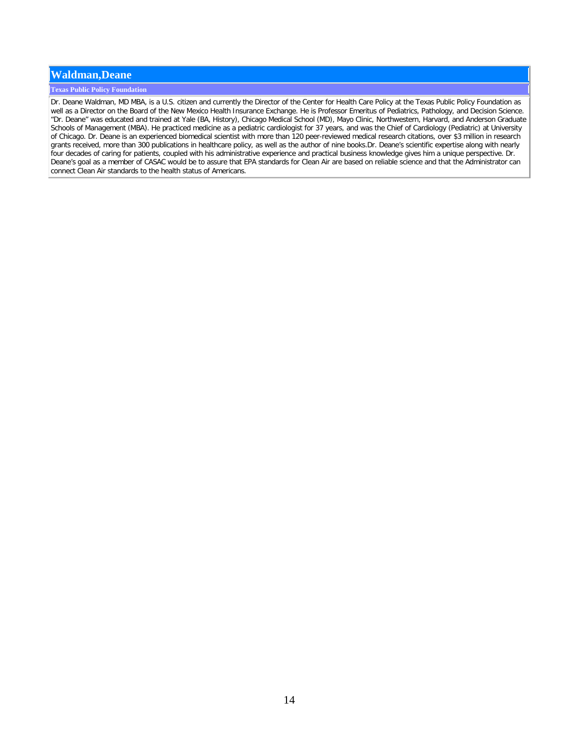## Waldman,Deane

**Texas Public Policy Foundation**

Dr. Deane Waldman, MD MBA, is a U.S. citizen and currently the Director of the Center for Health Care Policy at the Texas Public Policy Foundation as well as a Director on the Board of the New Mexico Health Insurance Exchange. He is Professor Emeritus of Pediatrics, Pathology, and Decision Science. "Dr. Deane" was educated and trained at Yale (BA, History), Chicago Medical School (MD), Mayo Clinic, Northwestern, Harvard, and Anderson Graduate Schools of Management (MBA). He practiced medicine as a pediatric cardiologist for 37 years, and was the Chief of Cardiology (Pediatric) at University of Chicago. Dr. Deane is an experienced biomedical scientist with more than 120 peer-reviewed medical research citations, over $3 million in research grants received, more than 300 publications in healthcare policy, as well as the author of nine books.Dr. Deane's scientific expertise along with nearly four decades of caring for patients, coupled with his administrative experience and practical business knowledge gives him a unique perspective. Dr. Deane's goal as a member of CASAC would be to assure that EPA standards for Clean Air are based on reliable science and that the Administrator can connect Clean Air standards to the health status of Americans.